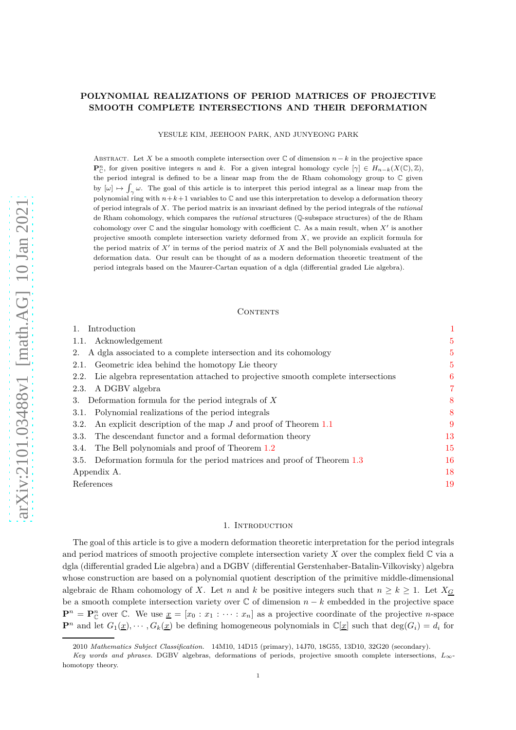# POLYNOMIAL REALIZATIONS OF PERIOD MATRICES OF PROJECTIVE SMOOTH COMPLETE INTERSECTIONS AND THEIR DEFORMATION

YESULE KIM, JEEHOON PARK, AND JUNYEONG PARK

Abstract. Let $X$ be a smooth complete intersection over $\mathbb{C}$ of dimension $n-k$ in the projective space $\mathbf{P}^n_{\mathbb{C}}$, for given positive integers $n$ and $k$. For a given integral homology cycle $[\gamma] \in H_{n-k}(X(\mathbb{C}), \mathbb{Z})$, the period integral is defined to be a linear map from the de Rham cohomology group to $\mathbb{C}$ given by $[\omega] \mapsto \int_\gamma \omega$. The goal of this article is to interpret this period integral as a linear map from the polynomial ring with $n+k+1$ variables to $\mathbb{C}$ and use this interpretation to develop a deformation theory of period integrals of $X$. The period matrix is an invariant defined by the period integrals of the *rational* de Rham cohomology, which compares the *rational* structures ($\mathbb{Q}$-subspace structures) of the de Rham cohomology over $\mathbb{C}$ and the singular homology with coefficient $\mathbb{C}$. As a main result, when $X'$ is another projective smooth complete intersection variety deformed from $X$, we provide an explicit formula for the period matrix of $X'$ in terms of the period matrix of $X$ and the Bell polynomials evaluated at the deformation data. Our result can be thought of as a modern deformation theoretic treatment of the period integrals based on the Maurer-Cartan equation of a dgla (differential graded Lie algebra).

## Contents

1. Introduction — 1
   1.1. Acknowledgement — 5
2. A dgla associated to a complete intersection and its cohomology — 5
   2.1. Geometric idea behind the homotopy Lie theory — 5
   2.2. Lie algebra representation attached to projective smooth complete intersections — 6
   2.3. A DGBV algebra — 7
3. Deformation formula for the period integrals of $X$ — 8
   3.1. Polynomial realizations of the period integrals — 8
   3.2. An explicit description of the map $J$ and proof of Theorem 1.1 — 9
   3.3. The descendant functor and a formal deformation theory — 13
   3.4. The Bell polynomials and proof of Theorem 1.2 — 15
   3.5. Deformation formula for the period matrices and proof of Theorem 1.3 — 16

Appendix A. — 18

References — 19

## 1. Introduction

The goal of this article is to give a modern deformation theoretic interpretation for the period integrals and period matrices of smooth projective complete intersection variety $X$ over the complex field $\mathbb{C}$ via a dgla (differential graded Lie algebra) and a DGBV (differential Gerstenhaber-Batalin-Vilkovisky) algebra whose construction are based on a polynomial quotient description of the primitive middle-dimensional algebraic de Rham cohomology of $X$. Let $n$ and $k$ be positive integers such that $n \geq k \geq 1$. Let $X_{\underline{G}}$ be a smooth complete intersection variety over $\mathbb{C}$ of dimension $n-k$ embedded in the projective space $\mathbf{P}^n = \mathbf{P}^n_{\mathbb{C}}$ over $\mathbb{C}$. We use $\underline{x} = [x_0 : x_1 : \cdots : x_n]$ as a projective coordinate of the projective $n$-space $\mathbf{P}^n$ and let $G_1(\underline{x}), \cdots, G_k(\underline{x})$ be defining homogeneous polynomials in $\mathbb{C}[\underline{x}]$ such that $\deg(G_i) = d_i$ for

2010 *Mathematics Subject Classification.* 14M10, 14D15 (primary), 14J70, 18G55, 13D10, 32G20 (secondary).

*Key words and phrases.* DGBV algebras, deformations of periods, projective smooth complete intersections, $L_\infty$-homotopy theory.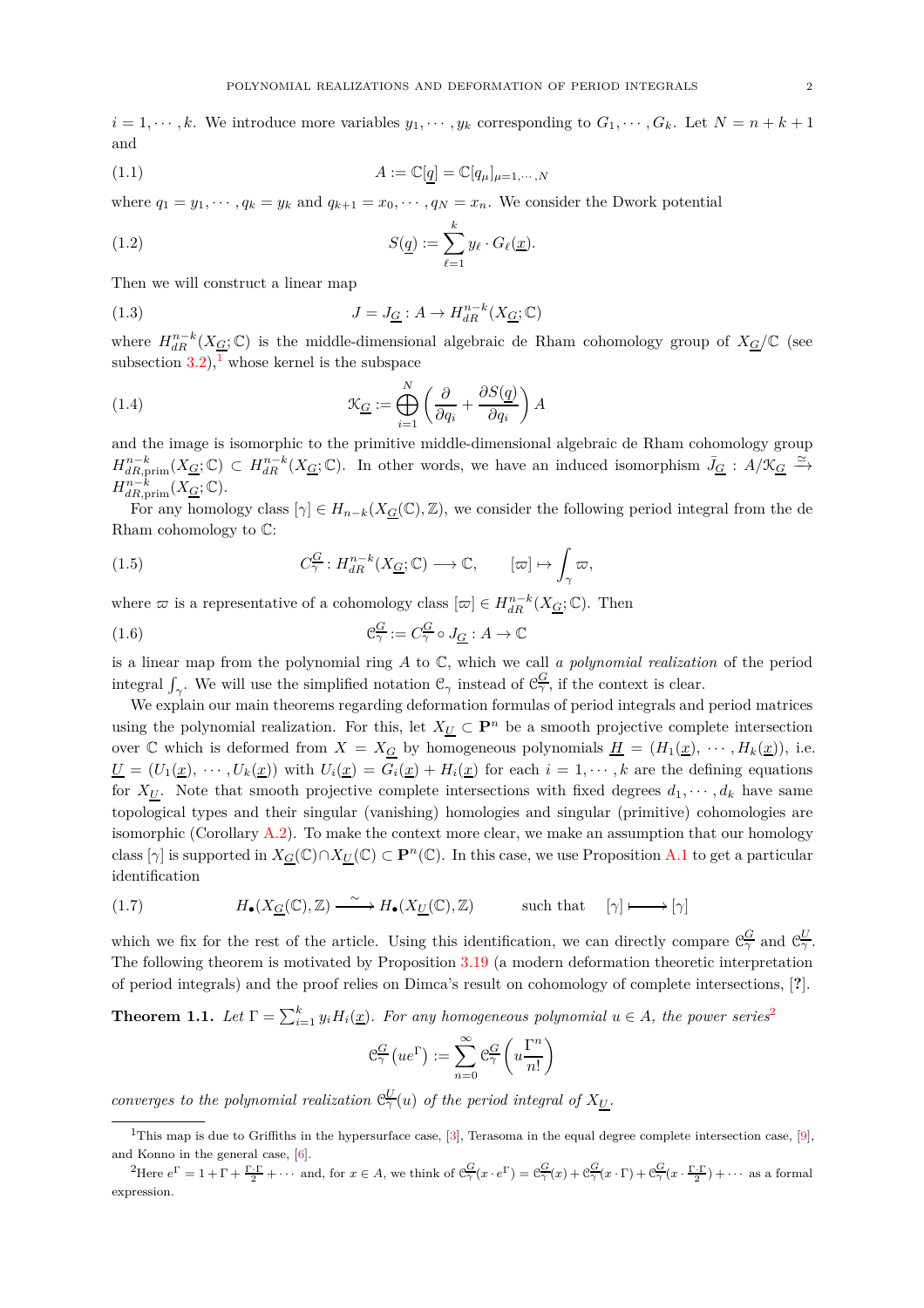$i = 1, \cdots, k$. We introduce more variables $y_1, \cdots, y_k$ corresponding to $G_1, \cdots, G_k$. Let $N = n + k + 1$ and

$$A := \mathbb{C}[\underline{q}] = \mathbb{C}[q_\mu]_{\mu=1,\cdots,N} \tag{1.1}$$

where $q_1 = y_1, \cdots, q_k = y_k$ and $q_{k+1} = x_0, \cdots, q_N = x_n$. We consider the Dwork potential

$$S(\underline{q}) := \sum_{\ell=1}^{k} y_\ell \cdot G_\ell(\underline{x}). \tag{1.2}$$

Then we will construct a linear map

$$J = J_{\underline{G}} : A \to H^{n-k}_{dR}(X_{\underline{G}}; \mathbb{C}) \tag{1.3}$$

where $H^{n-k}_{dR}(X_{\underline{G}}; \mathbb{C})$ is the middle-dimensional algebraic de Rham cohomology group of $X_{\underline{G}}/\mathbb{C}$ (see subsection 3.2),[1] whose kernel is the subspace

$$\mathcal{K}_{\underline{G}} := \bigoplus_{i=1}^{N} \left( \frac{\partial}{\partial q_i} + \frac{\partial S(\underline{q})}{\partial q_i} \right) A \tag{1.4}$$

and the image is isomorphic to the primitive middle-dimensional algebraic de Rham cohomology group $H^{n-k}_{dR,\text{prim}}(X_{\underline{G}}; \mathbb{C}) \subset H^{n-k}_{dR}(X_{\underline{G}}; \mathbb{C})$. In other words, we have an induced isomorphism $\bar{J}_{\underline{G}} : A/\mathcal{K}_{\underline{G}} \xrightarrow{\simeq} H^{n-k}_{dR,\text{prim}}(X_{\underline{G}}; \mathbb{C})$.

For any homology class $[\gamma] \in H_{n-k}(X_{\underline{G}}(\mathbb{C}), \mathbb{Z})$, we consider the following period integral from the de Rham cohomology to $\mathbb{C}$:

$$C^{\underline{G}}_{\gamma} : H^{n-k}_{dR}(X_{\underline{G}}; \mathbb{C}) \longrightarrow \mathbb{C}, \qquad [\varpi] \mapsto \int_\gamma \varpi, \tag{1.5}$$

where $\varpi$ is a representative of a cohomology class $[\varpi] \in H^{n-k}_{dR}(X_{\underline{G}}; \mathbb{C})$. Then

$$\mathcal{C}^{\underline{G}}_{\gamma} := C^{\underline{G}}_{\gamma} \circ J_{\underline{G}} : A \to \mathbb{C} \tag{1.6}$$

is a linear map from the polynomial ring $A$ to $\mathbb{C}$, which we call *a polynomial realization* of the period integral $\int_\gamma$. We will use the simplified notation $\mathcal{C}_\gamma$ instead of $\mathcal{C}^{\underline{G}}_{\gamma}$, if the context is clear.

We explain our main theorems regarding deformation formulas of period integrals and period matrices using the polynomial realization. For this, let $X_{\underline{U}} \subset \mathbf{P}^n$ be a smooth projective complete intersection over $\mathbb{C}$ which is deformed from $X = X_{\underline{G}}$ by homogeneous polynomials $\underline{H} = (H_1(\underline{x}), \cdots, H_k(\underline{x}))$, i.e. $\underline{U} = (U_1(\underline{x}), \cdots, U_k(\underline{x}))$ with $U_i(\underline{x}) = G_i(\underline{x}) + H_i(\underline{x})$ for each $i = 1, \cdots, k$ are the defining equations for $X_{\underline{U}}$. Note that smooth projective complete intersections with fixed degrees $d_1, \cdots, d_k$ have same topological types and their singular (vanishing) homologies and singular (primitive) cohomologies are isomorphic (Corollary A.2). To make the context more clear, we make an assumption that our homology class $[\gamma]$ is supported in $X_{\underline{G}}(\mathbb{C}) \cap X_{\underline{U}}(\mathbb{C}) \subset \mathbf{P}^n(\mathbb{C})$. In this case, we use Proposition A.1 to get a particular identification

$$H_\bullet(X_{\underline{G}}(\mathbb{C}), \mathbb{Z}) \xrightarrow{\sim} H_\bullet(X_{\underline{U}}(\mathbb{C}), \mathbb{Z}) \qquad \text{such that} \quad [\gamma] \longmapsto [\gamma] \tag{1.7}$$

which we fix for the rest of the article. Using this identification, we can directly compare $\mathcal{C}^{\underline{G}}_{\gamma}$ and $\mathcal{C}^{\underline{U}}_{\gamma}$. The following theorem is motivated by Proposition 3.19 (a modern deformation theoretic interpretation of period integrals) and the proof relies on Dimca's result on cohomology of complete intersections, [?].

**Theorem 1.1.** *Let $\Gamma = \sum_{i=1}^{k} y_i H_i(\underline{x})$. For any homogeneous polynomial $u \in A$, the power series*[2]

$$\mathcal{C}^{\underline{G}}_{\gamma}\left(u e^{\Gamma}\right) := \sum_{n=0}^{\infty} \mathcal{C}^{\underline{G}}_{\gamma}\left(u \frac{\Gamma^n}{n!}\right)$$

*converges to the polynomial realization $\mathcal{C}^{\underline{U}}_{\gamma}(u)$ of the period integral of $X_{\underline{U}}$.*

---

[1] This map is due to Griffiths in the hypersurface case, [3], Terasoma in the equal degree complete intersection case, [9], and Konno in the general case, [6].

[2] Here $e^\Gamma = 1 + \Gamma + \frac{\Gamma \cdot \Gamma}{2} + \cdots$ and, for $x \in A$, we think of $\mathcal{C}^{\underline{G}}_{\gamma}(x \cdot e^\Gamma) = \mathcal{C}^{\underline{G}}_{\gamma}(x) + \mathcal{C}^{\underline{G}}_{\gamma}(x \cdot \Gamma) + \mathcal{C}^{\underline{G}}_{\gamma}(x \cdot \frac{\Gamma \cdot \Gamma}{2}) + \cdots$ as a formal expression.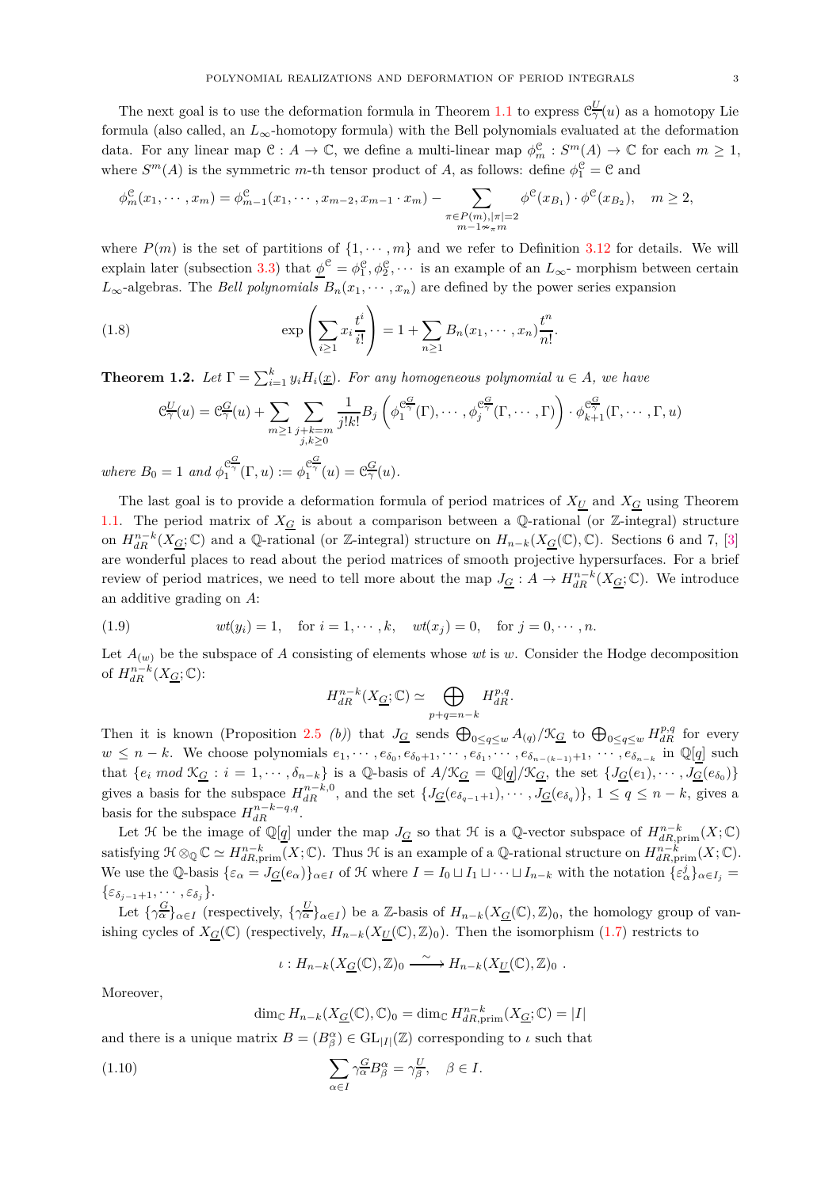The next goal is to use the deformation formula in Theorem 1.1 to express $\mathcal{C}_\gamma^{\underline{U}}(u)$ as a homotopy Lie formula (also called, an $L_\infty$-homotopy formula) with the Bell polynomials evaluated at the deformation data. For any linear map $\mathcal{C}: A \to \mathbb{C}$, we define a multi-linear map $\phi_m^{\mathcal{C}} : S^m(A) \to \mathbb{C}$ for each $m \geq 1$, where $S^m(A)$ is the symmetric $m$-th tensor product of $A$, as follows: define $\phi_1^{\mathcal{C}} = \mathcal{C}$ and

$$
\phi_m^{\mathcal{C}}(x_1, \cdots, x_m) = \phi_{m-1}^{\mathcal{C}}(x_1, \cdots, x_{m-2}, x_{m-1} \cdot x_m) - \sum_{\substack{\pi \in P(m), |\pi|=2 \\ m-1 \nsim_\pi m}} \phi^{\mathcal{C}}(x_{B_1}) \cdot \phi^{\mathcal{C}}(x_{B_2}), \quad m \geq 2,
$$

where $P(m)$ is the set of partitions of $\{1, \cdots, m\}$ and we refer to Definition 3.12 for details. We will explain later (subsection 3.3) that $\underline{\phi}^{\mathcal{C}} = \phi_1^{\mathcal{C}}, \phi_2^{\mathcal{C}}, \cdots$ is an example of an $L_\infty$- morphism between certain $L_\infty$-algebras. The *Bell polynomials* $B_n(x_1, \cdots, x_n)$ are defined by the power series expansion

$$
\exp\left(\sum_{i \geq 1} x_i \frac{t^i}{i!}\right) = 1 + \sum_{n \geq 1} B_n(x_1, \cdots, x_n) \frac{t^n}{n!}. \tag{1.8}
$$

**Theorem 1.2.** *Let $\Gamma = \sum_{i=1}^k y_i H_i(\underline{x})$. For any homogeneous polynomial $u \in A$, we have*

$$
\mathcal{C}_\gamma^{\underline{U}}(u) = \mathcal{C}_\gamma^{\underline{G}}(u) + \sum_{m \geq 1} \sum_{\substack{j+k=m \\ j,k \geq 0}} \frac{1}{j!k!} B_j\left(\phi_1^{\mathcal{C}_\gamma^{\underline{G}}}(\Gamma), \cdots, \phi_j^{\mathcal{C}_\gamma^{\underline{G}}}(\Gamma, \cdots, \Gamma)\right) \cdot \phi_{k+1}^{\mathcal{C}_\gamma^{\underline{G}}}(\Gamma, \cdots, \Gamma, u)
$$

*where $B_0 = 1$ and $\phi_1^{\mathcal{C}_\gamma^{\underline{G}}}(\Gamma, u) := \phi_1^{\mathcal{C}_\gamma^{\underline{G}}}(u) = \mathcal{C}_\gamma^{\underline{G}}(u)$.*

The last goal is to provide a deformation formula of period matrices of $X_{\underline{U}}$ and $X_{\underline{G}}$ using Theorem 1.1. The period matrix of $X_{\underline{G}}$ is about a comparison between a $\mathbb{Q}$-rational (or $\mathbb{Z}$-integral) structure on $H_{dR}^{n-k}(X_{\underline{G}}; \mathbb{C})$ and a $\mathbb{Q}$-rational (or $\mathbb{Z}$-integral) structure on $H_{n-k}(X_{\underline{G}}(\mathbb{C}), \mathbb{C})$. Sections 6 and 7, [3] are wonderful places to read about the period matrices of smooth projective hypersurfaces. For a brief review of period matrices, we need to tell more about the map $J_{\underline{G}} : A \to H_{dR}^{n-k}(X_{\underline{G}}; \mathbb{C})$. We introduce an additive grading on $A$:

$$
wt(y_i) = 1, \quad \text{for } i = 1, \cdots, k, \quad wt(x_j) = 0, \quad \text{for } j = 0, \cdots, n. \tag{1.9}
$$

Let $A_{(w)}$ be the subspace of $A$ consisting of elements whose $wt$ is $w$. Consider the Hodge decomposition of $H_{dR}^{n-k}(X_{\underline{G}}; \mathbb{C})$:

$$
H_{dR}^{n-k}(X_{\underline{G}}; \mathbb{C}) \simeq \bigoplus_{p+q=n-k} H_{dR}^{p,q}.
$$

Then it is known (Proposition 2.5 *(b)*) that $J_{\underline{G}}$ sends $\bigoplus_{0 \leq q \leq w} A_{(q)}/\mathcal{K}_{\underline{G}}$ to $\bigoplus_{0 \leq q \leq w} H_{dR}^{p,q}$ for every $w \leq n-k$. We choose polynomials $e_1, \cdots, e_{\delta_0}, e_{\delta_0+1}, \cdots, e_{\delta_1}, \cdots, e_{\delta_{n-(k-1)}+1}, \cdots, e_{\delta_{n-k}}$ in $\mathbb{Q}[\underline{q}]$ such that $\{e_i \bmod \mathcal{K}_{\underline{G}} : i = 1, \cdots, \delta_{n-k}\}$ is a $\mathbb{Q}$-basis of $A/\mathcal{K}_{\underline{G}} = \mathbb{Q}[\underline{q}]/\mathcal{K}_{\underline{G}}$, the set $\{J_{\underline{G}}(e_1), \cdots, J_{\underline{G}}(e_{\delta_0})\}$ gives a basis for the subspace $H_{dR}^{n-k,0}$, and the set $\{J_{\underline{G}}(e_{\delta_{q-1}+1}), \cdots, J_{\underline{G}}(e_{\delta_q})\}$, $1 \leq q \leq n-k$, gives a basis for the subspace $H_{dR}^{n-k-q,q}$.

Let $\mathcal{H}$ be the image of $\mathbb{Q}[\underline{q}]$ under the map $J_{\underline{G}}$ so that $\mathcal{H}$ is a $\mathbb{Q}$-vector subspace of $H_{dR,\text{prim}}^{n-k}(X; \mathbb{C})$ satisfying $\mathcal{H} \otimes_{\mathbb{Q}} \mathbb{C} \simeq H_{dR,\text{prim}}^{n-k}(X; \mathbb{C})$. Thus $\mathcal{H}$ is an example of a $\mathbb{Q}$-rational structure on $H_{dR,\text{prim}}^{n-k}(X; \mathbb{C})$. We use the $\mathbb{Q}$-basis $\{\varepsilon_\alpha = J_{\underline{G}}(e_\alpha)\}_{\alpha \in I}$ of $\mathcal{H}$ where $I = I_0 \sqcup I_1 \sqcup \cdots \sqcup I_{n-k}$ with the notation $\{\varepsilon_\alpha^j\}_{\alpha \in I_j} = \{\varepsilon_{\delta_{j-1}+1}, \cdots, \varepsilon_{\delta_j}\}$.

Let $\{\gamma_\alpha^{\underline{G}}\}_{\alpha \in I}$ (respectively, $\{\gamma_\alpha^{\underline{U}}\}_{\alpha \in I}$) be a $\mathbb{Z}$-basis of $H_{n-k}(X_{\underline{G}}(\mathbb{C}), \mathbb{Z})_0$, the homology group of vanishing cycles of $X_{\underline{G}}(\mathbb{C})$ (respectively, $H_{n-k}(X_{\underline{U}}(\mathbb{C}), \mathbb{Z})_0$). Then the isomorphism (1.7) restricts to

$$
\iota : H_{n-k}(X_{\underline{G}}(\mathbb{C}), \mathbb{Z})_0 \xrightarrow{\sim} H_{n-k}(X_{\underline{U}}(\mathbb{C}), \mathbb{Z})_0 .
$$

Moreover,

$$
\dim_{\mathbb{C}} H_{n-k}(X_{\underline{G}}(\mathbb{C}), \mathbb{C})_0 = \dim_{\mathbb{C}} H_{dR,\text{prim}}^{n-k}(X_{\underline{G}}; \mathbb{C}) = |I|
$$

and there is a unique matrix $B = (B_\beta^\alpha) \in \mathrm{GL}_{|I|}(\mathbb{Z})$ corresponding to $\iota$ such that

$$
\sum_{\alpha \in I} \gamma_\alpha^{\underline{G}} B_\beta^\alpha = \gamma_\beta^{\underline{U}}, \quad \beta \in I. \tag{1.10}
$$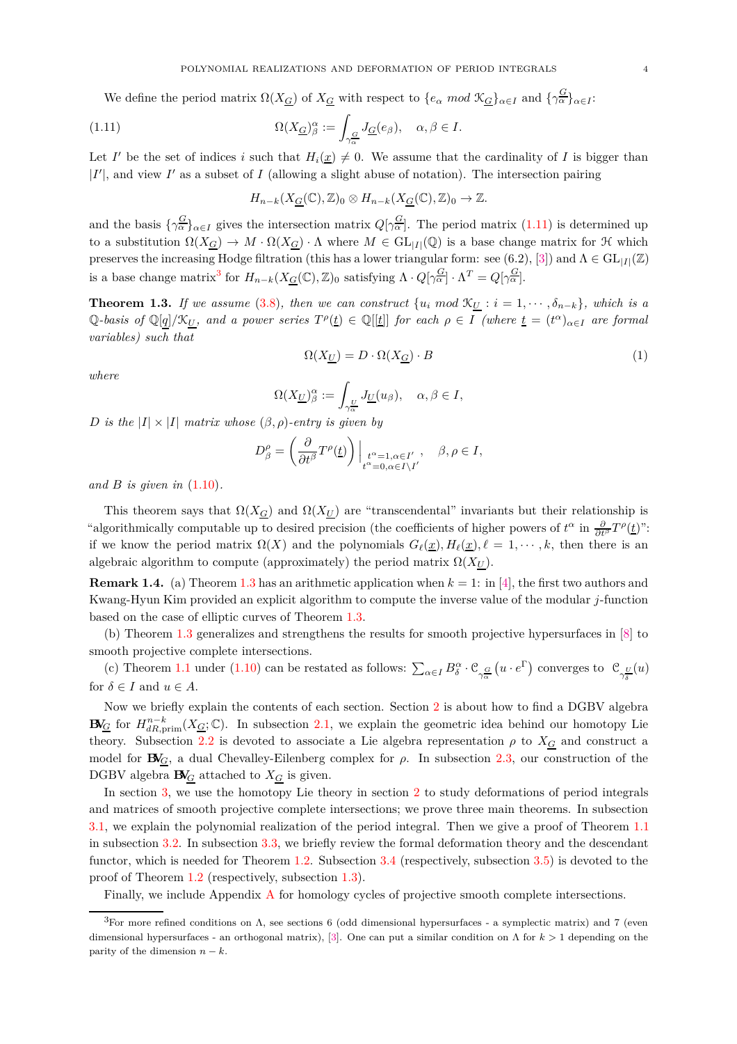We define the period matrix $\Omega(X_{\underline{G}})$ of $X_{\underline{G}}$ with respect to $\{e_\alpha \mod \mathcal{K}_{\underline{G}}\}_{\alpha\in I}$ and $\{\gamma_\alpha^{\underline{G}}\}_{\alpha \in I}$:

$$\Omega(X_{\underline{G}})^\alpha_\beta := \int_{\gamma_\alpha^{\underline{G}}} J_{\underline{G}}(e_\beta), \quad \alpha,\beta\in I. \tag{1.11}$$

Let $I'$ be the set of indices $i$ such that $H_i(\underline{x}) \neq 0$. We assume that the cardinality of $I$ is bigger than $|I'|$, and view $I'$ as a subset of $I$ (allowing a slight abuse of notation). The intersection pairing

$$H_{n-k}(X_{\underline{G}}(\mathbb{C}),\mathbb{Z})_0 \otimes H_{n-k}(X_{\underline{G}}(\mathbb{C}),\mathbb{Z})_0 \to \mathbb{Z}.$$

and the basis $\{\gamma_\alpha^{\underline{G}}\}_{\alpha\in I}$ gives the intersection matrix $Q[\gamma_\alpha^{\underline{G}}]$. The period matrix (1.11) is determined up to a substitution $\Omega(X_{\underline{G}}) \to M\cdot \Omega(X_{\underline{G}})\cdot \Lambda$ where $M \in \mathrm{GL}_{|I|}(\mathbb{Q})$ is a base change matrix for $\mathcal{H}$ which preserves the increasing Hodge filtration (this has a lower triangular form: see (6.2), [3]) and $\Lambda \in \mathrm{GL}_{|I|}(\mathbb{Z})$ is a base change matrix[3] for $H_{n-k}(X_{\underline{G}}(\mathbb{C}),\mathbb{Z})_0$ satisfying $\Lambda\cdot Q[\gamma_\alpha^{\underline{G}}]\cdot \Lambda^T = Q[\gamma_\alpha^{\underline{G}}]$.

**Theorem 1.3.** *If we assume (3.8), then we can construct $\{u_i \mod \mathcal{K}_{\underline{U}} : i=1,\cdots,\delta_{n-k}\}$, which is a $\mathbb{Q}$-basis of $\mathbb{Q}[\underline{q}]/\mathcal{K}_{\underline{U}}$, and a power series $T^\rho(\underline{t}) \in \mathbb{Q}[[\underline{t}]]$ for each $\rho\in I$ (where $\underline{t}=(t^\alpha)_{\alpha\in I}$ are formal variables) such that*

$$\Omega(X_{\underline{U}}) = D\cdot \Omega(X_{\underline{G}})\cdot B \tag{1}$$

*where*

$$\Omega(X_{\underline{U}})^\alpha_\beta := \int_{\gamma_\alpha^{\underline{U}}} J_{\underline{U}}(u_\beta), \quad \alpha,\beta\in I,$$

*$D$ is the $|I|\times|I|$ matrix whose $(\beta,\rho)$-entry is given by*

$$D^\rho_\beta = \left(\frac{\partial}{\partial t^\beta} T^\rho(\underline{t})\right)\Big|_{\substack{t^\alpha=1,\alpha\in I'\\ t^\alpha=0,\alpha\in I\setminus I'}}, \quad \beta,\rho\in I,$$

*and $B$ is given in (1.10).*

This theorem says that $\Omega(X_{\underline{G}})$ and $\Omega(X_{\underline{U}})$ are "transcendental" invariants but their relationship is "algorithmically computable up to desired precision (the coefficients of higher powers of $t^\alpha$ in $\frac{\partial}{\partial t^\beta}T^\rho(\underline{t})$": if we know the period matrix $\Omega(X)$ and the polynomials $G_\ell(\underline{x}), H_\ell(\underline{x}), \ell=1,\cdots,k$, then there is an algebraic algorithm to compute (approximately) the period matrix $\Omega(X_{\underline{U}})$.

**Remark 1.4.** (a) Theorem 1.3 has an arithmetic application when $k=1$: in [4], the first two authors and Kwang-Hyun Kim provided an explicit algorithm to compute the inverse value of the modular $j$-function based on the case of elliptic curves of Theorem 1.3.

(b) Theorem 1.3 generalizes and strengthens the results for smooth projective hypersurfaces in [8] to smooth projective complete intersections.

(c) Theorem 1.1 under (1.10) can be restated as follows: $\sum_{\alpha\in I} B^\alpha_\delta \cdot \mathcal{C}_{\gamma_\alpha^{\underline{G}}}\left(u\cdot e^\Gamma\right)$ converges to $\mathcal{C}_{\gamma_\delta^{\underline{U}}}(u)$ for $\delta\in I$ and $u\in A$.

Now we briefly explain the contents of each section. Section 2 is about how to find a DGBV algebra $\mathbf{BV}_{\underline{G}}$ for $H^{n-k}_{dR,\mathrm{prim}}(X_{\underline{G}};\mathbb{C})$. In subsection 2.1, we explain the geometric idea behind our homotopy Lie theory. Subsection 2.2 is devoted to associate a Lie algebra representation $\rho$ to $X_{\underline{G}}$ and construct a model for $\mathbf{BV}_{\underline{G}}$, a dual Chevalley-Eilenberg complex for $\rho$. In subsection 2.3, our construction of the DGBV algebra $\mathbf{BV}_{\underline{G}}$ attached to $X_{\underline{G}}$ is given.

In section 3, we use the homotopy Lie theory in section 2 to study deformations of period integrals and matrices of smooth projective complete intersections; we prove three main theorems. In subsection 3.1, we explain the polynomial realization of the period integral. Then we give a proof of Theorem 1.1 in subsection 3.2. In subsection 3.3, we briefly review the formal deformation theory and the descendant functor, which is needed for Theorem 1.2. Subsection 3.4 (respectively, subsection 3.5) is devoted to the proof of Theorem 1.2 (respectively, subsection 1.3).

Finally, we include Appendix A for homology cycles of projective smooth complete intersections.

---

[3] For more refined conditions on $\Lambda$, see sections 6 (odd dimensional hypersurfaces - a symplectic matrix) and 7 (even dimensional hypersurfaces - an orthogonal matrix), [3]. One can put a similar condition on $\Lambda$ for $k>1$ depending on the parity of the dimension $n-k$.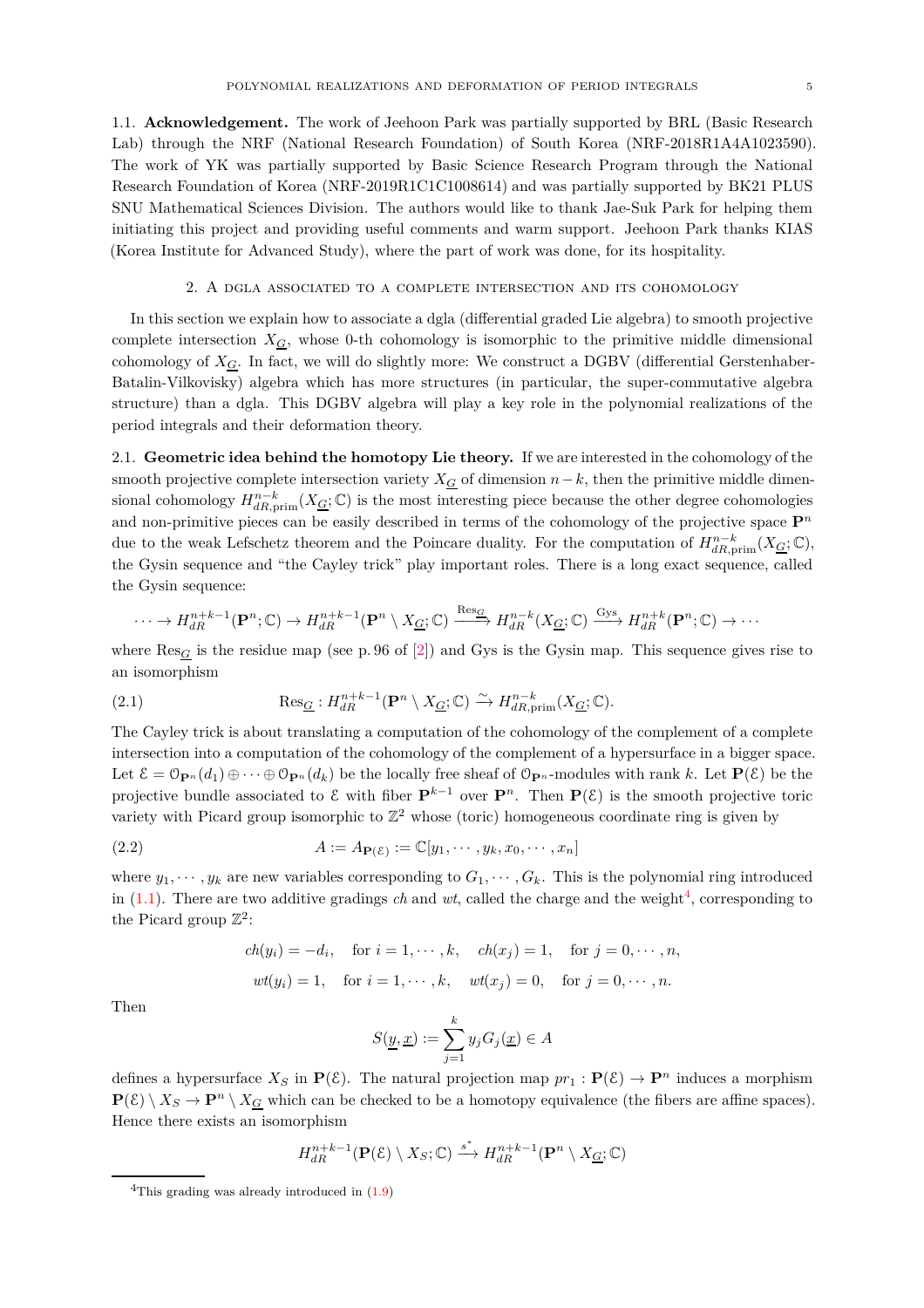1.1. **Acknowledgement.** The work of Jeehoon Park was partially supported by BRL (Basic Research Lab) through the NRF (National Research Foundation) of South Korea (NRF-2018R1A4A1023590). The work of YK was partially supported by Basic Science Research Program through the National Research Foundation of Korea (NRF-2019R1C1C1008614) and was partially supported by BK21 PLUS SNU Mathematical Sciences Division. The authors would like to thank Jae-Suk Park for helping them initiating this project and providing useful comments and warm support. Jeehoon Park thanks KIAS (Korea Institute for Advanced Study), where the part of work was done, for its hospitality.

## 2. A dgla associated to a complete intersection and its cohomology

In this section we explain how to associate a dgla (differential graded Lie algebra) to smooth projective complete intersection $X_{\underline{G}}$, whose 0-th cohomology is isomorphic to the primitive middle dimensional cohomology of $X_{\underline{G}}$. In fact, we will do slightly more: We construct a DGBV (differential Gerstenhaber-Batalin-Vilkovisky) algebra which has more structures (in particular, the super-commutative algebra structure) than a dgla. This DGBV algebra will play a key role in the polynomial realizations of the period integrals and their deformation theory.

2.1. **Geometric idea behind the homotopy Lie theory.** If we are interested in the cohomology of the smooth projective complete intersection variety $X_{\underline{G}}$ of dimension $n-k$, then the primitive middle dimensional cohomology $H^{n-k}_{dR,\text{prim}}(X_{\underline{G}};\mathbb{C})$ is the most interesting piece because the other degree cohomologies and non-primitive pieces can be easily described in terms of the cohomology of the projective space $\mathbf{P}^n$ due to the weak Lefschetz theorem and the Poincare duality. For the computation of $H^{n-k}_{dR,\text{prim}}(X_{\underline{G}};\mathbb{C})$, the Gysin sequence and "the Cayley trick" play important roles. There is a long exact sequence, called the Gysin sequence:

$$\cdots \to H^{n+k-1}_{dR}(\mathbf{P}^n;\mathbb{C}) \to H^{n+k-1}_{dR}(\mathbf{P}^n \setminus X_{\underline{G}};\mathbb{C}) \xrightarrow{\text{Res}_{\underline{G}}} H^{n-k}_{dR}(X_{\underline{G}};\mathbb{C}) \xrightarrow{\text{Gys}} H^{n+k}_{dR}(\mathbf{P}^n;\mathbb{C}) \to \cdots$$

where $\text{Res}_{\underline{G}}$ is the residue map (see p. 96 of [2]) and Gys is the Gysin map. This sequence gives rise to an isomorphism

$$\text{Res}_{\underline{G}} : H^{n+k-1}_{dR}(\mathbf{P}^n \setminus X_{\underline{G}};\mathbb{C}) \xrightarrow{\sim} H^{n-k}_{dR,\text{prim}}(X_{\underline{G}};\mathbb{C}). \tag{2.1}$$

The Cayley trick is about translating a computation of the cohomology of the complement of a complete intersection into a computation of the cohomology of the complement of a hypersurface in a bigger space. Let $\mathcal{E} = \mathcal{O}_{\mathbf{P}^n}(d_1)\oplus\cdots\oplus\mathcal{O}_{\mathbf{P}^n}(d_k)$ be the locally free sheaf of $\mathcal{O}_{\mathbf{P}^n}$-modules with rank $k$. Let $\mathbf{P}(\mathcal{E})$ be the projective bundle associated to $\mathcal{E}$ with fiber $\mathbf{P}^{k-1}$ over $\mathbf{P}^n$. Then $\mathbf{P}(\mathcal{E})$ is the smooth projective toric variety with Picard group isomorphic to $\mathbb{Z}^2$ whose (toric) homogeneous coordinate ring is given by

$$A := A_{\mathbf{P}(\mathcal{E})} := \mathbb{C}[y_1,\cdots,y_k,x_0,\cdots,x_n] \tag{2.2}$$

where $y_1,\cdots,y_k$ are new variables corresponding to $G_1,\cdots,G_k$. This is the polynomial ring introduced in (1.1). There are two additive gradings $ch$ and $wt$, called the charge and the weight[4], corresponding to the Picard group $\mathbb{Z}^2$:

$$ch(y_i) = -d_i, \quad \text{for } i=1,\cdots,k, \quad ch(x_j)=1, \quad \text{for } j=0,\cdots,n,$$
$$wt(y_i)=1, \quad \text{for } i=1,\cdots,k, \quad wt(x_j)=0, \quad \text{for } j=0,\cdots,n.$$

Then

$$S(\underline{y},\underline{x}) := \sum_{j=1}^k y_j G_j(\underline{x}) \in A$$

defines a hypersurface $X_S$ in $\mathbf{P}(\mathcal{E})$. The natural projection map $pr_1 : \mathbf{P}(\mathcal{E}) \to \mathbf{P}^n$ induces a morphism $\mathbf{P}(\mathcal{E})\setminus X_S \to \mathbf{P}^n \setminus X_{\underline{G}}$ which can be checked to be a homotopy equivalence (the fibers are affine spaces). Hence there exists an isomorphism

$$H^{n+k-1}_{dR}(\mathbf{P}(\mathcal{E})\setminus X_S;\mathbb{C}) \xrightarrow{s^*} H^{n+k-1}_{dR}(\mathbf{P}^n \setminus X_{\underline{G}};\mathbb{C})$$

[4] This grading was already introduced in (1.9)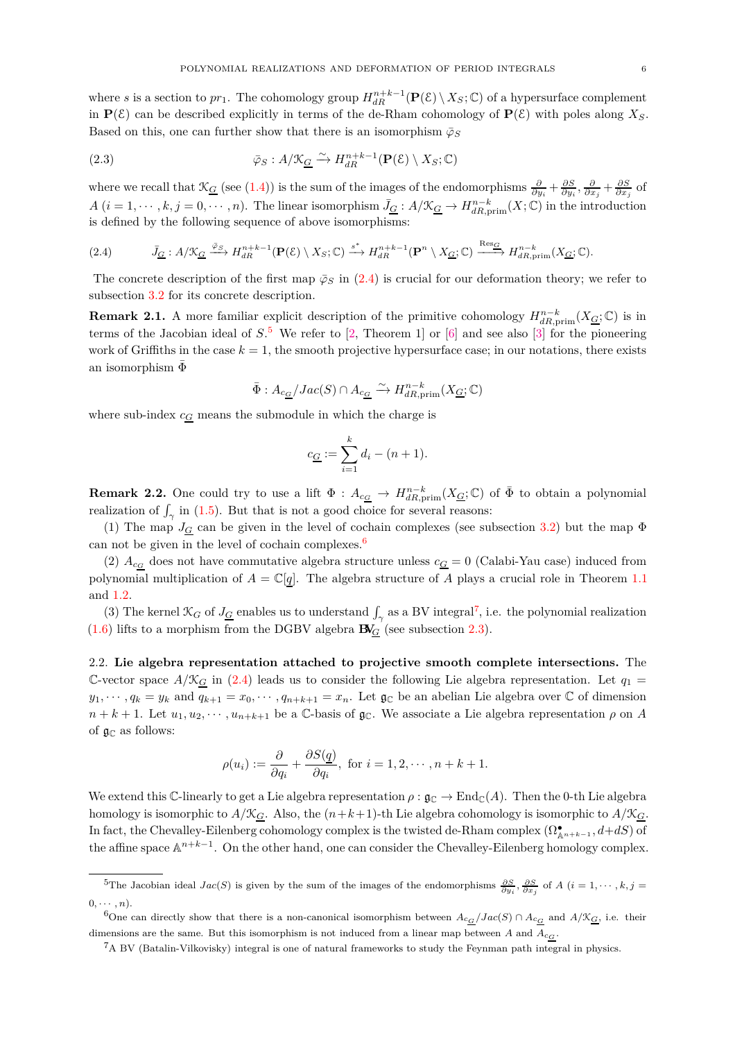where $s$ is a section to $pr_1$. The cohomology group $H^{n+k-1}_{dR}(\mathbf{P}(\mathcal{E})\setminus X_S;\mathbb{C})$ of a hypersurface complement in $\mathbf{P}(\mathcal{E})$ can be described explicitly in terms of the de-Rham cohomology of $\mathbf{P}(\mathcal{E})$ with poles along $X_S$. Based on this, one can further show that there is an isomorphism $\bar{\varphi}_S$

$$\bar{\varphi}_S : A/\mathcal{K}_{\underline{G}} \xrightarrow{\sim} H^{n+k-1}_{dR}(\mathbf{P}(\mathcal{E})\setminus X_S;\mathbb{C}) \tag{2.3}$$

where we recall that $\mathcal{K}_{\underline{G}}$ (see (1.4)) is the sum of the images of the endomorphisms $\frac{\partial}{\partial y_i}+\frac{\partial S}{\partial y_i}, \frac{\partial}{\partial x_j}+\frac{\partial S}{\partial x_j}$ of $A$ $(i=1,\cdots,k, j=0,\cdots,n)$. The linear isomorphism $\bar{J}_{\underline{G}} : A/\mathcal{K}_{\underline{G}} \to H^{n-k}_{dR,\text{prim}}(X;\mathbb{C})$ in the introduction is defined by the following sequence of above isomorphisms:

$$\bar{J}_{\underline{G}} : A/\mathcal{K}_{\underline{G}} \xrightarrow{\bar{\varphi}_S} H^{n+k-1}_{dR}(\mathbf{P}(\mathcal{E})\setminus X_S;\mathbb{C}) \xrightarrow{s^*} H^{n+k-1}_{dR}(\mathbf{P}^n\setminus X_{\underline{G}};\mathbb{C}) \xrightarrow{\text{Res}_{\underline{G}}} H^{n-k}_{dR,\text{prim}}(X_{\underline{G}};\mathbb{C}). \tag{2.4}$$

The concrete description of the first map $\bar{\varphi}_S$ in (2.4) is crucial for our deformation theory; we refer to subsection 3.2 for its concrete description.

**Remark 2.1.** A more familiar explicit description of the primitive cohomology $H^{n-k}_{dR,\text{prim}}(X_{\underline{G}};\mathbb{C})$ is in terms of the Jacobian ideal of $S$.[5] We refer to [2, Theorem 1] or [6] and see also [3] for the pioneering work of Griffiths in the case $k=1$, the smooth projective hypersurface case; in our notations, there exists an isomorphism $\bar{\Phi}$

$$\bar{\Phi} : A_{c_{\underline{G}}}/Jac(S)\cap A_{c_{\underline{G}}} \xrightarrow{\sim} H^{n-k}_{dR,\text{prim}}(X_{\underline{G}};\mathbb{C})$$

where sub-index $c_{\underline{G}}$ means the submodule in which the charge is

$$c_{\underline{G}} := \sum_{i=1}^{k} d_i - (n+1).$$

**Remark 2.2.** One could try to use a lift $\Phi : A_{c_{\underline{G}}} \to H^{n-k}_{dR,\text{prim}}(X_{\underline{G}};\mathbb{C})$ of $\bar{\Phi}$ to obtain a polynomial realization of $\int_\gamma$ in (1.5). But that is not a good choice for several reasons:

(1) The map $J_{\underline{G}}$ can be given in the level of cochain complexes (see subsection 3.2) but the map $\Phi$ can not be given in the level of cochain complexes.[6]

(2) $A_{c_{\underline{G}}}$ does not have commutative algebra structure unless $c_{\underline{G}}=0$ (Calabi-Yau case) induced from polynomial multiplication of $A=\mathbb{C}[\underline{q}]$. The algebra structure of $A$ plays a crucial role in Theorem 1.1 and 1.2.

(3) The kernel $\mathcal{K}_G$ of $J_{\underline{G}}$ enables us to understand $\int_\gamma$ as a BV integral[7], i.e. the polynomial realization (1.6) lifts to a morphism from the DGBV algebra $\mathbf{BV}_{\underline{G}}$ (see subsection 2.3).

2.2. **Lie algebra representation attached to projective smooth complete intersections.** The $\mathbb{C}$-vector space $A/\mathcal{K}_{\underline{G}}$ in (2.4) leads us to consider the following Lie algebra representation. Let $q_1 = y_1,\cdots,q_k=y_k$ and $q_{k+1}=x_0,\cdots,q_{n+k+1}=x_n$. Let $\mathfrak{g}_{\mathbb{C}}$ be an abelian Lie algebra over $\mathbb{C}$ of dimension $n+k+1$. Let $u_1,u_2,\cdots,u_{n+k+1}$ be a $\mathbb{C}$-basis of $\mathfrak{g}_{\mathbb{C}}$. We associate a Lie algebra representation $\rho$ on $A$ of $\mathfrak{g}_{\mathbb{C}}$ as follows:

$$\rho(u_i) := \frac{\partial}{\partial q_i} + \frac{\partial S(\underline{q})}{\partial q_i}, \text{ for } i=1,2,\cdots,n+k+1.$$

We extend this $\mathbb{C}$-linearly to get a Lie algebra representation $\rho : \mathfrak{g}_{\mathbb{C}} \to \text{End}_{\mathbb{C}}(A)$. Then the 0-th Lie algebra homology is isomorphic to $A/\mathcal{K}_{\underline{G}}$. Also, the $(n+k+1)$-th Lie algebra cohomology is isomorphic to $A/\mathcal{K}_{\underline{G}}$. In fact, the Chevalley-Eilenberg cohomology complex is the twisted de-Rham complex $(\Omega^{\bullet}_{\mathbb{A}^{n+k-1}}, d+dS)$ of the affine space $\mathbb{A}^{n+k-1}$. On the other hand, one can consider the Chevalley-Eilenberg homology complex.

---

[5] The Jacobian ideal $Jac(S)$ is given by the sum of the images of the endomorphisms $\frac{\partial S}{\partial y_i}, \frac{\partial S}{\partial x_j}$ of $A$ $(i=1,\cdots,k, j=0,\cdots,n)$.

[6] One can directly show that there is a non-canonical isomorphism between $A_{c_{\underline{G}}}/Jac(S)\cap A_{c_{\underline{G}}}$ and $A/\mathcal{K}_{\underline{G}}$, i.e. their dimensions are the same. But this isomorphism is not induced from a linear map between $A$ and $A_{c_{\underline{G}}}$.

[7] A BV (Batalin-Vilkovisky) integral is one of natural frameworks to study the Feynman path integral in physics.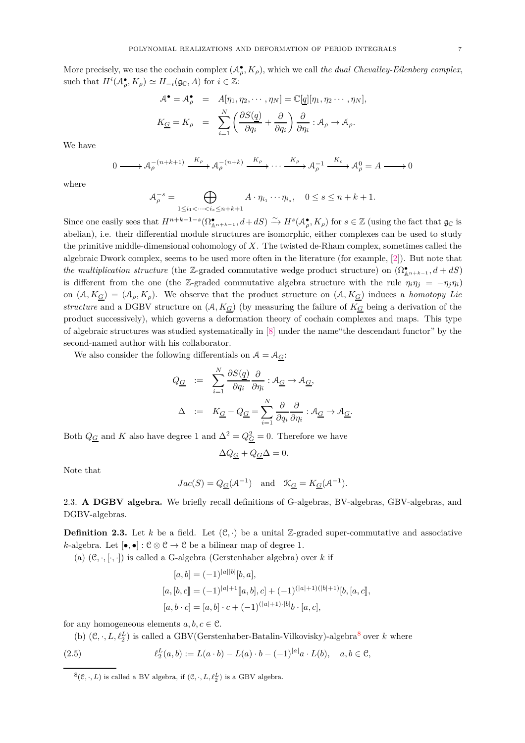More precisely, we use the cochain complex $(\mathcal{A}_\rho^\bullet, K_\rho)$, which we call *the dual Chevalley-Eilenberg complex*, such that $H^i(\mathcal{A}_\rho^\bullet, K_\rho) \simeq H_{-i}(\mathfrak{g}_\mathbb{C}, A)$ for $i \in \mathbb{Z}$:

$$
\begin{aligned}
\mathcal{A}^\bullet = \mathcal{A}_\rho^\bullet &= A[\eta_1, \eta_2, \cdots, \eta_N] = \mathbb{C}[\underline{q}][\eta_1, \eta_2 \cdots, \eta_N], \\
K_{\underline{G}} = K_\rho &= \sum_{i=1}^N \left( \frac{\partial S(\underline{q})}{\partial q_i} + \frac{\partial}{\partial q_i} \right) \frac{\partial}{\partial \eta_i} : \mathcal{A}_\rho \to \mathcal{A}_\rho.
\end{aligned}
$$

We have

$$
0 \longrightarrow \mathcal{A}_\rho^{-(n+k+1)} \xrightarrow{K_\rho} \mathcal{A}_\rho^{-(n+k)} \xrightarrow{K_\rho} \cdots \xrightarrow{K_\rho} \mathcal{A}_\rho^{-1} \xrightarrow{K_\rho} \mathcal{A}_\rho^0 = A \longrightarrow 0
$$

where

$$
\mathcal{A}_\rho^{-s} = \bigoplus_{1 \le i_1 < \cdots < i_s \le n+k+1} A \cdot \eta_{i_1} \cdots \eta_{i_s}, \quad 0 \le s \le n+k+1.
$$

Since one easily sees that $H^{n+k-1-s}(\Omega^\bullet_{\mathbb{A}^{n+k-1}}, d + dS) \xrightarrow{\sim} H^s(\mathcal{A}_\rho^\bullet, K_\rho)$ for $s \in \mathbb{Z}$ (using the fact that $\mathfrak{g}_\mathbb{C}$ is abelian), i.e. their differential module structures are isomorphic, either complexes can be used to study the primitive middle-dimensional cohomology of $X$. The twisted de-Rham complex, sometimes called the algebraic Dwork complex, seems to be used more often in the literature (for example, [2]). But note that *the multiplication structure* (the $\mathbb{Z}$-graded commutative wedge product structure) on $(\Omega^\bullet_{\mathbb{A}^{n+k-1}}, d + dS)$ is different from the one (the $\mathbb{Z}$-graded commutative algebra structure with the rule $\eta_i \eta_j = -\eta_j \eta_i$) on $(\mathcal{A}, K_{\underline{G}}) = (\mathcal{A}_\rho, K_\rho)$. We observe that the product structure on $(\mathcal{A}, K_{\underline{G}})$ induces a *homotopy Lie structure* and a DGBV structure on $(\mathcal{A}, K_{\underline{G}})$ (by measuring the failure of $K_{\underline{G}}$ being a derivation of the product successively), which governs a deformation theory of cochain complexes and maps. This type of algebraic structures was studied systematically in [8] under the name"the descendant functor" by the second-named author with his collaborator.

We also consider the following differentials on $\mathcal{A} = \mathcal{A}_{\underline{G}}$:

$$
\begin{aligned}
Q_{\underline{G}} &:= \sum_{i=1}^N \frac{\partial S(\underline{q})}{\partial q_i} \frac{\partial}{\partial \eta_i} : \mathcal{A}_{\underline{G}} \to \mathcal{A}_{\underline{G}}, \\
\Delta &:= K_{\underline{G}} - Q_{\underline{G}} = \sum_{i=1}^N \frac{\partial}{\partial q_i} \frac{\partial}{\partial \eta_i} : \mathcal{A}_{\underline{G}} \to \mathcal{A}_{\underline{G}}.
\end{aligned}
$$

Both $Q_{\underline{G}}$ and $K$ also have degree 1 and $\Delta^2 = Q_{\underline{G}}^2 = 0$. Therefore we have

$$
\Delta Q_{\underline{G}} + Q_{\underline{G}} \Delta = 0.
$$

Note that

$$
Jac(S) = Q_{\underline{G}}(\mathcal{A}^{-1}) \quad \text{and} \quad \mathcal{K}_{\underline{G}} = K_{\underline{G}}(\mathcal{A}^{-1}).
$$

## 2.3. **A DGBV algebra.**

We briefly recall definitions of G-algebras, BV-algebras, GBV-algebras, and DGBV-algebras.

**Definition 2.3.** Let $k$ be a field. Let $(\mathcal{C}, \cdot)$ be a unital $\mathbb{Z}$-graded super-commutative and associative $k$-algebra. Let $[\bullet, \bullet] : \mathcal{C} \otimes \mathcal{C} \to \mathcal{C}$ be a bilinear map of degree 1.

(a) $(\mathcal{C}, \cdot, [\cdot, \cdot])$ is called a G-algebra (Gerstenhaber algebra) over $k$ if

$$
\begin{aligned}
&[a, b] = (-1)^{|a||b|}[b, a], \\
&[a, [b, c]] = (-1)^{|a|+1}[[a, b], c] + (-1)^{(|a|+1)(|b|+1)}[b, [a, c]], \\
&[a, b \cdot c] = [a, b] \cdot c + (-1)^{(|a|+1) \cdot |b|} b \cdot [a, c],
\end{aligned}
$$

for any homogeneous elements $a, b, c \in \mathcal{C}$.

(b) $(\mathcal{C}, \cdot, L, \ell_2^L)$ is called a GBV(Gerstenhaber-Batalin-Vilkovisky)-algebra[8] over $k$ where

$$
\ell_2^L(a, b) := L(a \cdot b) - L(a) \cdot b - (-1)^{|a|} a \cdot L(b), \quad a, b \in \mathcal{C}, \tag{2.5}
$$

[8] $(\mathcal{C}, \cdot, L)$ is called a BV algebra, if $(\mathcal{C}, \cdot, L, \ell_2^L)$ is a GBV algebra.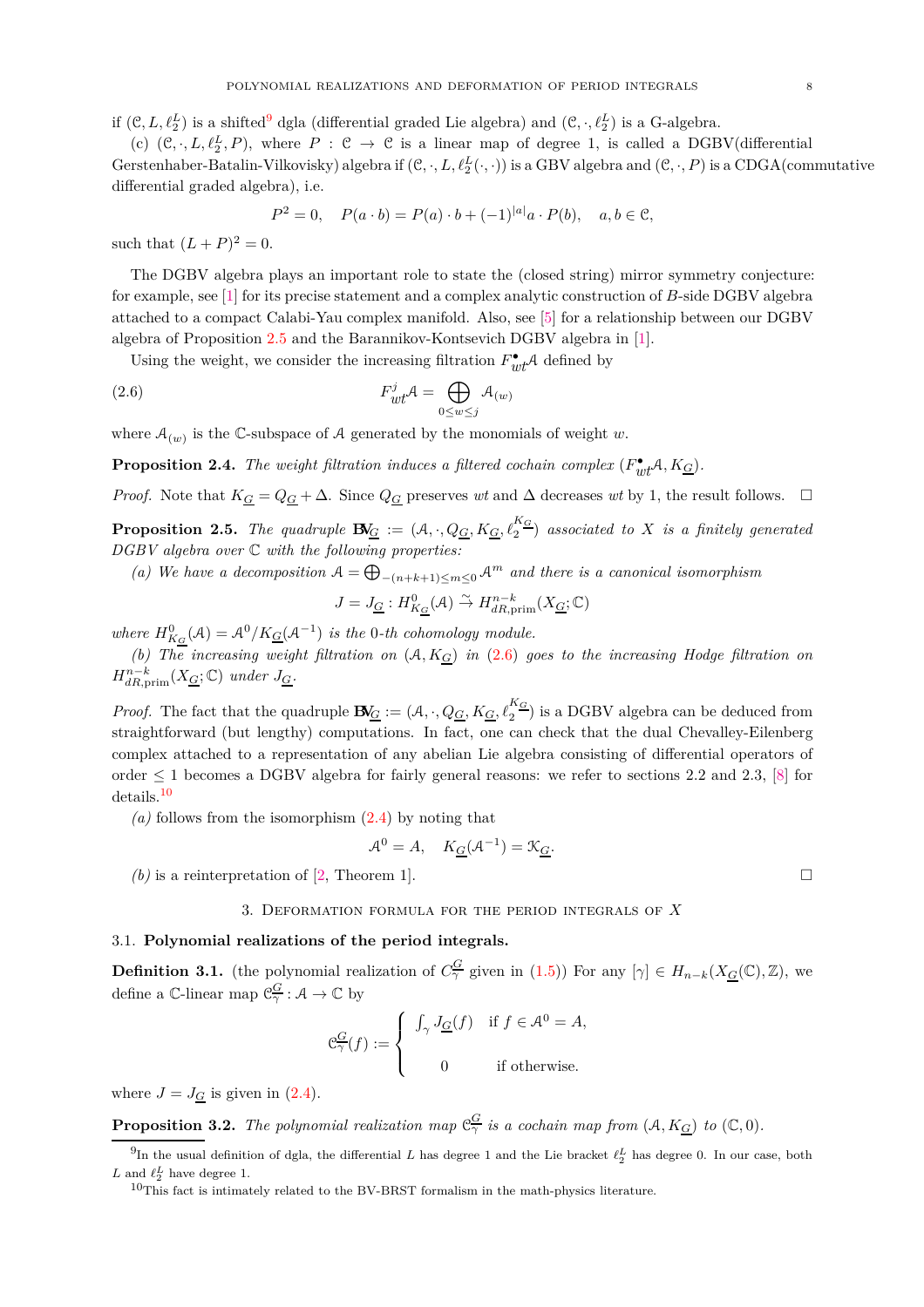if $(\mathcal{C}, L, \ell_2^L)$ is a shifted[9] dgla (differential graded Lie algebra) and $(\mathcal{C}, \cdot, \ell_2^L)$ is a G-algebra.

(c) $(\mathcal{C}, \cdot, L, \ell_2^L, P)$, where $P : \mathcal{C} \to \mathcal{C}$ is a linear map of degree 1, is called a DGBV(differential Gerstenhaber-Batalin-Vilkovisky) algebra if $(\mathcal{C}, \cdot, L, \ell_2^L(\cdot,\cdot))$ is a GBV algebra and $(\mathcal{C}, \cdot, P)$ is a CDGA(commutative differential graded algebra), i.e.

$$P^2 = 0, \quad P(a \cdot b) = P(a) \cdot b + (-1)^{|a|} a \cdot P(b), \quad a, b \in \mathcal{C},$$

such that $(L+P)^2 = 0$.

The DGBV algebra plays an important role to state the (closed string) mirror symmetry conjecture: for example, see [1] for its precise statement and a complex analytic construction of $B$-side DGBV algebra attached to a compact Calabi-Yau complex manifold. Also, see [5] for a relationship between our DGBV algebra of Proposition 2.5 and the Barannikov-Kontsevich DGBV algebra in [1].

Using the weight, we consider the increasing filtration $F_{wt}^\bullet \mathcal{A}$ defined by

$$F_{wt}^j \mathcal{A} = \bigoplus_{0 \le w \le j} \mathcal{A}_{(w)} \tag{2.6}$$

where $\mathcal{A}_{(w)}$ is the $\mathbb{C}$-subspace of $\mathcal{A}$ generated by the monomials of weight $w$.

**Proposition 2.4.** *The weight filtration induces a filtered cochain complex $(F_{wt}^\bullet \mathcal{A}, K_{\underline{G}})$.*

*Proof.* Note that $K_{\underline{G}} = Q_{\underline{G}} + \Delta$. Since $Q_{\underline{G}}$ preserves $wt$ and $\Delta$ decreases $wt$ by 1, the result follows. □

**Proposition 2.5.** *The quadruple $\mathbf{BV}_{\underline{G}} := (\mathcal{A}, \cdot, Q_{\underline{G}}, K_{\underline{G}}, \ell_2^{K_{\underline{G}}})$ associated to $X$ is a finitely generated DGBV algebra over $\mathbb{C}$ with the following properties:*

*(a) We have a decomposition $\mathcal{A} = \bigoplus_{-(n+k+1) \le m \le 0} \mathcal{A}^m$ and there is a canonical isomorphism*

$$J = J_{\underline{G}} : H^0_{K_{\underline{G}}}(\mathcal{A}) \xrightarrow{\sim} H^{n-k}_{dR,\text{prim}}(X_{\underline{G}}; \mathbb{C})$$

*where $H^0_{K_{\underline{G}}}(\mathcal{A}) = \mathcal{A}^0 / K_{\underline{G}}(\mathcal{A}^{-1})$ is the 0-th cohomology module.*

*(b) The increasing weight filtration on $(\mathcal{A}, K_{\underline{G}})$ in (2.6) goes to the increasing Hodge filtration on $H^{n-k}_{dR,\text{prim}}(X_{\underline{G}}; \mathbb{C})$ under $J_{\underline{G}}$.*

*Proof.* The fact that the quadruple $\mathbf{BV}_{\underline{G}} := (\mathcal{A}, \cdot, Q_{\underline{G}}, K_{\underline{G}}, \ell_2^{K_{\underline{G}}})$ is a DGBV algebra can be deduced from straightforward (but lengthy) computations. In fact, one can check that the dual Chevalley-Eilenberg complex attached to a representation of any abelian Lie algebra consisting of differential operators of order $\le 1$ becomes a DGBV algebra for fairly general reasons: we refer to sections 2.2 and 2.3, [8] for details.[10]

*(a)* follows from the isomorphism (2.4) by noting that

$$\mathcal{A}^0 = A, \quad K_{\underline{G}}(\mathcal{A}^{-1}) = \mathcal{K}_{\underline{G}}.$$

*(b)* is a reinterpretation of [2, Theorem 1]. □

## 3. Deformation formula for the period integrals of $X$

### 3.1. Polynomial realizations of the period integrals.

**Definition 3.1.** (the polynomial realization of $C_\gamma^{\underline{G}}$ given in (1.5)) For any $[\gamma] \in H_{n-k}(X_{\underline{G}}(\mathbb{C}), \mathbb{Z})$, we define a $\mathbb{C}$-linear map $\mathcal{C}_\gamma^{\underline{G}} : \mathcal{A} \to \mathbb{C}$ by

$$\mathcal{C}_\gamma^{\underline{G}}(f) := \begin{cases} \int_\gamma J_{\underline{G}}(f) & \text{if } f \in \mathcal{A}^0 = A, \\ \\ 0 & \text{if otherwise.} \end{cases}$$

where $J = J_{\underline{G}}$ is given in (2.4).

**Proposition 3.2.** *The polynomial realization map $\mathcal{C}_\gamma^{\underline{G}}$ is a cochain map from $(\mathcal{A}, K_{\underline{G}})$ to $(\mathbb{C}, 0)$.*

[9] In the usual definition of dgla, the differential $L$ has degree 1 and the Lie bracket $\ell_2^L$ has degree 0. In our case, both $L$ and $\ell_2^L$ have degree 1.

[10] This fact is intimately related to the BV-BRST formalism in the math-physics literature.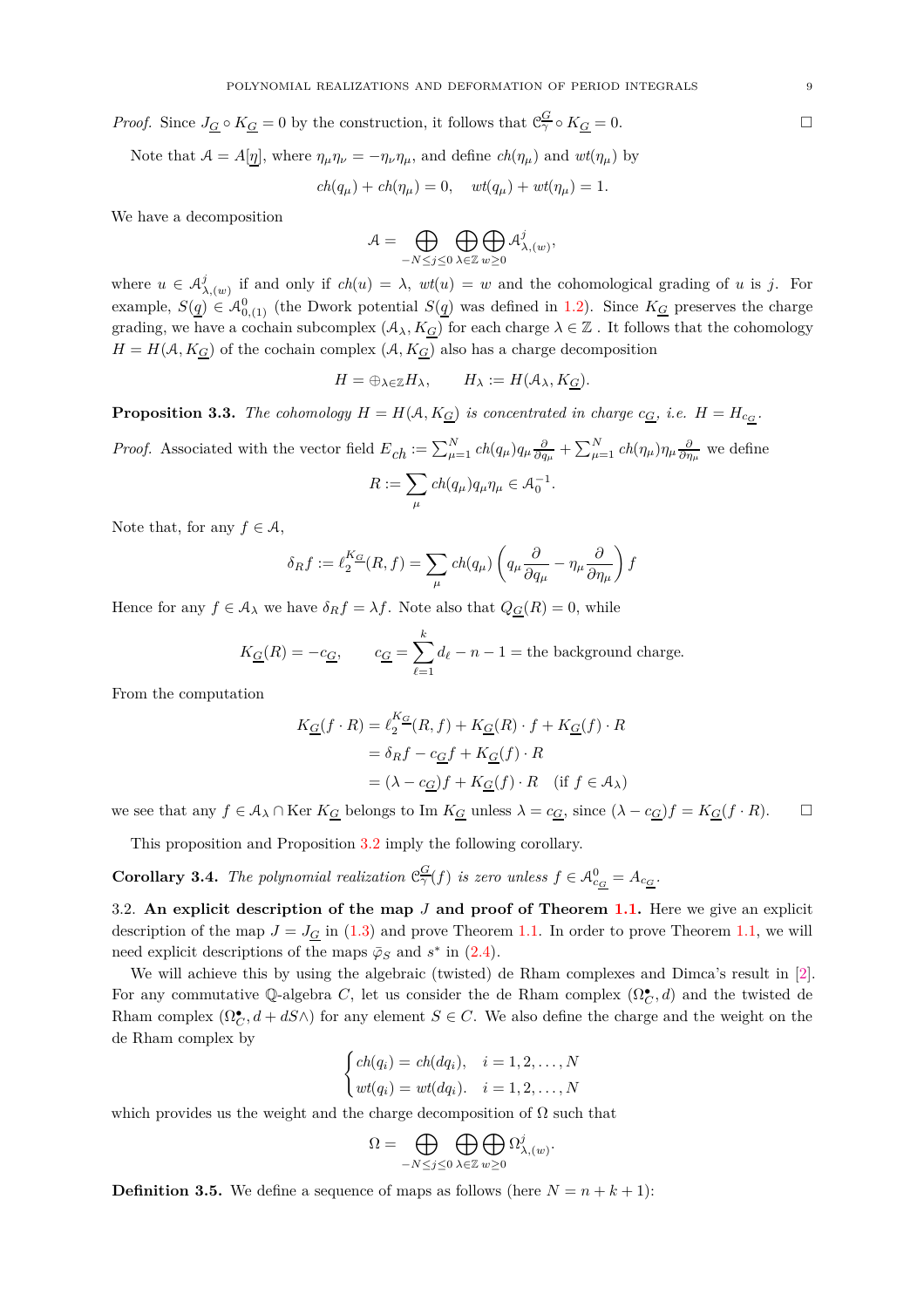*Proof.* Since $J_{\underline{G}} \circ K_{\underline{G}} = 0$ by the construction, it follows that $\mathcal{C}^{\underline{G}}_{\gamma} \circ K_{\underline{G}} = 0$. $\square$

Note that $\mathcal{A} = A[\underline{\eta}]$, where $\eta_\mu \eta_\nu = -\eta_\nu \eta_\mu$, and define $ch(\eta_\mu)$ and $wt(\eta_\mu)$ by

$$ch(q_\mu) + ch(\eta_\mu) = 0, \quad wt(q_\mu) + wt(\eta_\mu) = 1.$$

We have a decomposition

$$\mathcal{A} = \bigoplus_{-N \le j \le 0} \bigoplus_{\lambda \in \mathbb{Z}} \bigoplus_{w \ge 0} \mathcal{A}^j_{\lambda,(w)},$$

where $u \in \mathcal{A}^j_{\lambda,(w)}$ if and only if $ch(u) = \lambda$, $wt(u) = w$ and the cohomological grading of $u$ is $j$. For example, $S(\underline{q}) \in \mathcal{A}^0_{0,(1)}$ (the Dwork potential $S(\underline{q})$ was defined in 1.2). Since $K_{\underline{G}}$ preserves the charge grading, we have a cochain subcomplex $(\mathcal{A}_\lambda, K_{\underline{G}})$ for each charge $\lambda \in \mathbb{Z}$ . It follows that the cohomology $H = H(\mathcal{A}, K_{\underline{G}})$ of the cochain complex $(\mathcal{A}, K_{\underline{G}})$ also has a charge decomposition

$$H = \oplus_{\lambda \in \mathbb{Z}} H_\lambda, \qquad H_\lambda := H(\mathcal{A}_\lambda, K_{\underline{G}}).$$

**Proposition 3.3.** *The cohomology $H = H(\mathcal{A}, K_{\underline{G}})$ is concentrated in charge $c_{\underline{G}}$, i.e. $H = H_{c_{\underline{G}}}$.*

*Proof.* Associated with the vector field $E_{ch} := \sum_{\mu=1}^N ch(q_\mu) q_\mu \frac{\partial}{\partial q_\mu} + \sum_{\mu=1}^N ch(\eta_\mu)\eta_\mu \frac{\partial}{\partial \eta_\mu}$ we define

$$R := \sum_\mu ch(q_\mu) q_\mu \eta_\mu \in \mathcal{A}^{-1}_0.$$

Note that, for any $f \in \mathcal{A}$,

$$\delta_R f := \ell_2^{K_{\underline{G}}}(R, f) = \sum_\mu ch(q_\mu)\left(q_\mu \frac{\partial}{\partial q_\mu} - \eta_\mu \frac{\partial}{\partial \eta_\mu}\right) f$$

Hence for any $f \in \mathcal{A}_\lambda$ we have $\delta_R f = \lambda f$. Note also that $Q_{\underline{G}}(R) = 0$, while

$$K_{\underline{G}}(R) = -c_{\underline{G}}, \qquad c_{\underline{G}} = \sum_{\ell=1}^k d_\ell - n - 1 = \text{the background charge.}$$

From the computation

$$\begin{aligned}
K_{\underline{G}}(f \cdot R) &= \ell_2^{K_{\underline{G}}}(R, f) + K_{\underline{G}}(R) \cdot f + K_{\underline{G}}(f) \cdot R \\
&= \delta_R f - c_{\underline{G}} f + K_{\underline{G}}(f) \cdot R \\
&= (\lambda - c_{\underline{G}}) f + K_{\underline{G}}(f) \cdot R \quad (\text{if } f \in \mathcal{A}_\lambda)
\end{aligned}$$

we see that any $f \in \mathcal{A}_\lambda \cap \operatorname{Ker} K_{\underline{G}}$ belongs to $\operatorname{Im} K_{\underline{G}}$ unless $\lambda = c_{\underline{G}}$, since $(\lambda - c_{\underline{G}}) f = K_{\underline{G}}(f \cdot R)$. $\square$

This proposition and Proposition 3.2 imply the following corollary.

**Corollary 3.4.** *The polynomial realization $\mathcal{C}^{\underline{G}}_{\gamma}(f)$ is zero unless $f \in \mathcal{A}^0_{c_{\underline{G}}} = A_{c_{\underline{G}}}$.*

3.2. **An explicit description of the map $J$ and proof of Theorem 1.1.** Here we give an explicit description of the map $J = J_{\underline{G}}$ in (1.3) and prove Theorem 1.1. In order to prove Theorem 1.1, we will need explicit descriptions of the maps $\bar{\varphi}_S$ and $s^*$ in (2.4).

We will achieve this by using the algebraic (twisted) de Rham complexes and Dimca's result in [2]. For any commutative $\mathbb{Q}$-algebra $C$, let us consider the de Rham complex $(\Omega^\bullet_C, d)$ and the twisted de Rham complex $(\Omega^\bullet_C, d + dS\wedge)$ for any element $S \in C$. We also define the charge and the weight on the de Rham complex by

$$\begin{cases} ch(q_i) = ch(dq_i), & i = 1, 2, \ldots, N \\ wt(q_i) = wt(dq_i). & i = 1, 2, \ldots, N \end{cases}$$

which provides us the weight and the charge decomposition of $\Omega$ such that

$$\Omega = \bigoplus_{-N \le j \le 0} \bigoplus_{\lambda \in \mathbb{Z}} \bigoplus_{w \ge 0} \Omega^j_{\lambda,(w)}.$$

**Definition 3.5.** We define a sequence of maps as follows (here $N = n + k + 1$):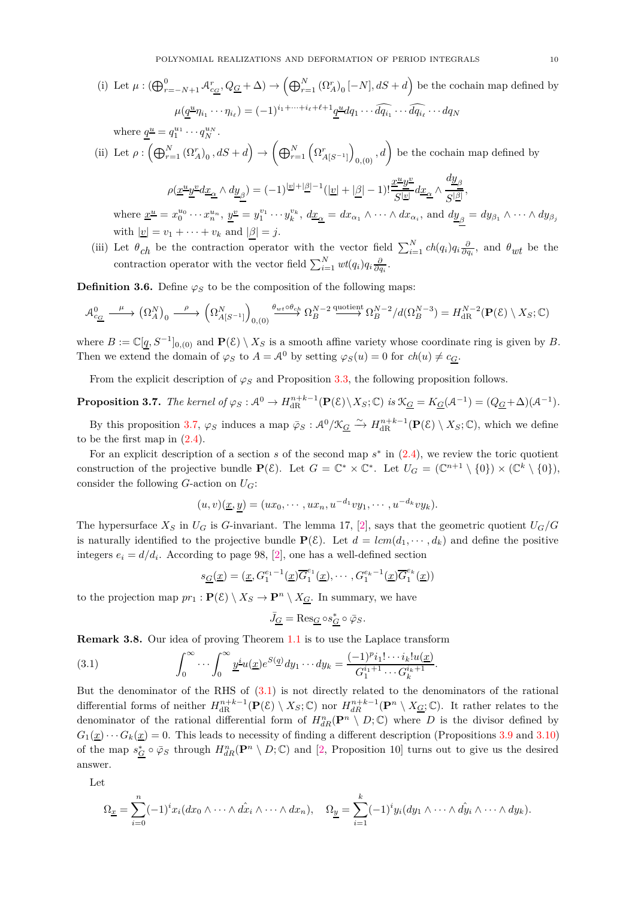(i) Let $\mu : (\bigoplus_{r=-N+1}^{0} \mathcal{A}^r_{c_{\underline{G}}}, Q_{\underline{G}} + \Delta) \to \left(\bigoplus_{r=1}^{N} (\Omega^r_A)_0 [-N], dS + d\right)$ be the cochain map defined by

$$\mu(\underline{q}^{\underline{u}} \eta_{i_1} \cdots \eta_{i_\ell}) = (-1)^{i_1 + \cdots + i_\ell + \ell + 1} \underline{q}^{\underline{u}} dq_1 \cdots \widehat{dq_{i_1}} \cdots \widehat{dq_{i_\ell}} \cdots dq_N$$

where $\underline{q}^{\underline{u}} = q_1^{u_1} \cdots q_N^{u_N}$.

(ii) Let $\rho : \left(\bigoplus_{r=1}^{N} (\Omega^r_A)_0, dS + d\right) \to \left(\bigoplus_{r=1}^{N} \left(\Omega^r_{A[S^{-1}]}\right)_{0,(0)}, d\right)$ be the cochain map defined by

$$\rho(\underline{x}^{\underline{u}} \underline{y}^{\underline{v}} d\underline{x}_{\underline{\alpha}} \wedge d\underline{y}_{\underline{\beta}}) = (-1)^{|\underline{v}| + |\underline{\beta}| - 1} (|\underline{v}| + |\underline{\beta}| - 1)! \frac{\underline{x}^{\underline{u}} \underline{y}^{\underline{v}}}{S^{|\underline{v}|}} d\underline{x}_{\underline{\alpha}} \wedge \frac{d\underline{y}_{\underline{\beta}}}{S^{|\underline{\beta}|}},$$

where $\underline{x}^{\underline{u}} = x_0^{u_0} \cdots x_n^{u_n}$, $\underline{y}^{\underline{v}} = y_1^{v_1} \cdots y_k^{v_k}$, $d\underline{x}_{\underline{\alpha}} = dx_{\alpha_1} \wedge \cdots \wedge dx_{\alpha_i}$, and $d\underline{y}_{\underline{\beta}} = dy_{\beta_1} \wedge \cdots \wedge dy_{\beta_j}$ with $|\underline{v}| = v_1 + \cdots + v_k$ and $|\underline{\beta}| = j$.

(iii) Let $\theta_{ch}$ be the contraction operator with the vector field $\sum_{i=1}^{N} ch(q_i) q_i \frac{\partial}{\partial q_i}$, and $\theta_{wt}$ be the contraction operator with the vector field $\sum_{i=1}^{N} wt(q_i) q_i \frac{\partial}{\partial q_i}$.

**Definition 3.6.** Define $\varphi_S$ to be the composition of the following maps:

$$\mathcal{A}^0_{c_{\underline{G}}} \xrightarrow{\ \mu\ } (\Omega^N_A)_0 \xrightarrow{\ \rho\ } \left(\Omega^N_{A[S^{-1}]}\right)_{0,(0)} \xrightarrow{\theta_{wt} \circ \theta_{ch}} \Omega^{N-2}_B \xrightarrow{\text{quotient}} \Omega^{N-2}_B / d(\Omega^{N-3}_B) = H^{N-2}_{\mathrm{dR}}(\mathbf{P}(\mathcal{E}) \setminus X_S; \mathbb{C})$$

where $B := \mathbb{C}[\underline{q}, S^{-1}]_{0,(0)}$ and $\mathbf{P}(\mathcal{E}) \setminus X_S$ is a smooth affine variety whose coordinate ring is given by $B$. Then we extend the domain of $\varphi_S$ to $A = \mathcal{A}^0$ by setting $\varphi_S(u) = 0$ for $ch(u) \neq c_{\underline{G}}$.

From the explicit description of $\varphi_S$ and Proposition 3.3, the following proposition follows.

**Proposition 3.7.** *The kernel of $\varphi_S : \mathcal{A}^0 \to H^{n+k-1}_{\mathrm{dR}}(\mathbf{P}(\mathcal{E}) \setminus X_S; \mathbb{C})$ is $\mathcal{K}_{\underline{G}} = K_{\underline{G}}(\mathcal{A}^{-1}) = (Q_{\underline{G}} + \Delta)(\mathcal{A}^{-1})$.*

By this proposition 3.7, $\varphi_S$ induces a map $\bar{\varphi}_S : \mathcal{A}^0 / \mathcal{K}_{\underline{G}} \xrightarrow{\sim} H^{n+k-1}_{\mathrm{dR}}(\mathbf{P}(\mathcal{E}) \setminus X_S; \mathbb{C})$, which we define to be the first map in (2.4).

For an explicit description of a section $s$ of the second map $s^*$ in (2.4), we review the toric quotient construction of the projective bundle $\mathbf{P}(\mathcal{E})$. Let $G = \mathbb{C}^* \times \mathbb{C}^*$. Let $U_G = (\mathbb{C}^{n+1} \setminus \{0\}) \times (\mathbb{C}^k \setminus \{0\})$, consider the following $G$-action on $U_G$:

$$(u, v)(\underline{x}, \underline{y}) = (ux_0, \cdots, ux_n, u^{-d_1} v y_1, \cdots, u^{-d_k} v y_k).$$

The hypersurface $X_S$ in $U_G$ is $G$-invariant. The lemma 17, [2], says that the geometric quotient $U_G/G$ is naturally identified to the projective bundle $\mathbf{P}(\mathcal{E})$. Let $d = lcm(d_1, \cdots, d_k)$ and define the positive integers $e_i = d/d_i$. According to page 98, [2], one has a well-defined section

$$s_{\underline{G}}(\underline{x}) = (\underline{x}, G_1^{e_1 - 1}(\underline{x}) \overline{G}_1^{e_1}(\underline{x}), \cdots, G_1^{e_k - 1}(\underline{x}) \overline{G}_1^{e_k}(\underline{x}))$$

to the projection map $pr_1 : \mathbf{P}(\mathcal{E}) \setminus X_S \to \mathbf{P}^n \setminus X_{\underline{G}}$. In summary, we have

$$\bar{J}_{\underline{G}} = \mathrm{Res}_{\underline{G}} \circ s^*_{\underline{G}} \circ \bar{\varphi}_S.$$

**Remark 3.8.** Our idea of proving Theorem 1.1 is to use the Laplace transform

$$\int_0^\infty \cdots \int_0^\infty \underline{y}^{\underline{i}} u(\underline{x}) e^{S(\underline{q})} dy_1 \cdots dy_k = \frac{(-1)^p i_1! \cdots i_k! u(\underline{x})}{G_1^{i_1+1} \cdots G_k^{i_k+1}}. \tag{3.1}$$

But the denominator of the RHS of (3.1) is not directly related to the denominators of the rational differential forms of neither $H^{n+k-1}_{\mathrm{dR}}(\mathbf{P}(\mathcal{E}) \setminus X_S; \mathbb{C})$ nor $H^{n+k-1}_{dR}(\mathbf{P}^n \setminus X_{\underline{G}}; \mathbb{C})$. It rather relates to the denominator of the rational differential form of $H^n_{dR}(\mathbf{P}^n \setminus D; \mathbb{C})$ where $D$ is the divisor defined by $G_1(\underline{x}) \cdots G_k(\underline{x}) = 0$. This leads to necessity of finding a different description (Propositions 3.9 and 3.10) of the map $s^*_{\underline{G}} \circ \bar{\varphi}_S$ through $H^n_{dR}(\mathbf{P}^n \setminus D; \mathbb{C})$ and [2, Proposition 10] turns out to give us the desired answer.

Let

$$\Omega_{\underline{x}} = \sum_{i=0}^{n} (-1)^i x_i (dx_0 \wedge \cdots \wedge \hat{dx_i} \wedge \cdots \wedge dx_n), \quad \Omega_{\underline{y}} = \sum_{i=1}^{k} (-1)^i y_i (dy_1 \wedge \cdots \wedge \hat{dy_i} \wedge \cdots \wedge dy_k).$$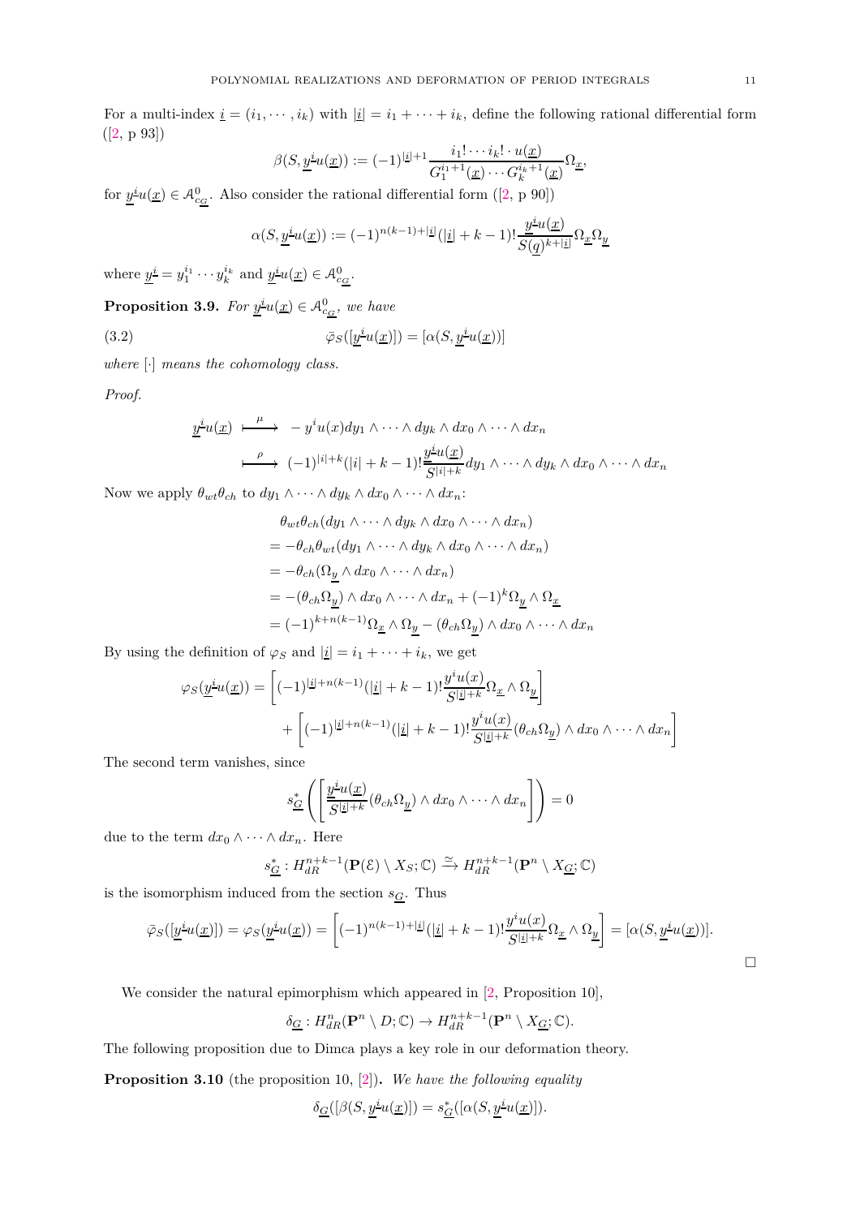For a multi-index $\underline{i} = (i_1, \cdots, i_k)$ with $|\underline{i}| = i_1 + \cdots + i_k$, define the following rational differential form ([2, p 93])

$$\beta(S, \underline{y}^{\underline{i}} u(\underline{x})) := (-1)^{|\underline{i}|+1} \frac{i_1! \cdots i_k! \cdot u(\underline{x})}{G_1^{i_1+1}(\underline{x}) \cdots G_k^{i_k+1}(\underline{x})} \Omega_{\underline{x}},$$

for $\underline{y}^{\underline{i}} u(\underline{x}) \in \mathcal{A}^0_{c_{\underline{G}}}$. Also consider the rational differential form ([2, p 90])

$$\alpha(S, \underline{y}^{\underline{i}} u(\underline{x})) := (-1)^{n(k-1)+|\underline{i}|} (|\underline{i}| + k - 1)! \frac{\underline{y}^{\underline{i}} u(\underline{x})}{S(\underline{q})^{k+|\underline{i}|}} \Omega_{\underline{x}} \Omega_{\underline{y}}$$

where $\underline{y}^{\underline{i}} = y_1^{i_1} \cdots y_k^{i_k}$ and $\underline{y}^{\underline{i}} u(\underline{x}) \in \mathcal{A}^0_{c_{\underline{G}}}$.

**Proposition 3.9.** *For $\underline{y}^{\underline{i}} u(\underline{x}) \in \mathcal{A}^0_{c_{\underline{G}}}$, we have*

$$\bar{\varphi}_S([\underline{y}^{\underline{i}} u(\underline{x})]) = [\alpha(S, \underline{y}^{\underline{i}} u(\underline{x}))] \tag{3.2}$$

*where $[\cdot]$ means the cohomology class.*

*Proof.*

$$\begin{aligned}
\underline{y}^{\underline{i}} u(\underline{x}) &\overset{\mu}{\longmapsto} -y^i u(x) dy_1 \wedge \cdots \wedge dy_k \wedge dx_0 \wedge \cdots \wedge dx_n \\
&\overset{\rho}{\longmapsto} (-1)^{|i|+k} (|i| + k - 1)! \frac{\underline{y}^{\underline{i}} u(\underline{x})}{S^{|i|+k}} dy_1 \wedge \cdots \wedge dy_k \wedge dx_0 \wedge \cdots \wedge dx_n
\end{aligned}$$

Now we apply $\theta_{wt}\theta_{ch}$ to $dy_1 \wedge \cdots \wedge dy_k \wedge dx_0 \wedge \cdots \wedge dx_n$:

$$\begin{aligned}
&\theta_{wt}\theta_{ch}(dy_1 \wedge \cdots \wedge dy_k \wedge dx_0 \wedge \cdots \wedge dx_n) \\
&= -\theta_{ch}\theta_{wt}(dy_1 \wedge \cdots \wedge dy_k \wedge dx_0 \wedge \cdots \wedge dx_n) \\
&= -\theta_{ch}(\Omega_{\underline{y}} \wedge dx_0 \wedge \cdots \wedge dx_n) \\
&= -(\theta_{ch}\Omega_{\underline{y}}) \wedge dx_0 \wedge \cdots \wedge dx_n + (-1)^k \Omega_{\underline{y}} \wedge \Omega_{\underline{x}} \\
&= (-1)^{k+n(k-1)} \Omega_{\underline{x}} \wedge \Omega_{\underline{y}} - (\theta_{ch}\Omega_{\underline{y}}) \wedge dx_0 \wedge \cdots \wedge dx_n
\end{aligned}$$

By using the definition of $\varphi_S$ and $|\underline{i}| = i_1 + \cdots + i_k$, we get

$$\begin{aligned}
\varphi_S(\underline{y}^{\underline{i}} u(\underline{x})) &= \left[ (-1)^{|\underline{i}|+n(k-1)} (|\underline{i}| + k - 1)! \frac{y^i u(x)}{S^{|\underline{i}|+k}} \Omega_{\underline{x}} \wedge \Omega_{\underline{y}} \right] \\
&\quad + \left[ (-1)^{|\underline{i}|+n(k-1)} (|\underline{i}| + k - 1)! \frac{y^i u(x)}{S^{|\underline{i}|+k}} (\theta_{ch}\Omega_{\underline{y}}) \wedge dx_0 \wedge \cdots \wedge dx_n \right]
\end{aligned}$$

The second term vanishes, since

$$s_{\underline{G}}^* \left( \left[ \frac{\underline{y}^{\underline{i}} u(\underline{x})}{S^{|\underline{i}|+k}} (\theta_{ch}\Omega_{\underline{y}}) \wedge dx_0 \wedge \cdots \wedge dx_n \right] \right) = 0$$

due to the term $dx_0 \wedge \cdots \wedge dx_n$. Here

$$s_{\underline{G}}^* : H^{n+k-1}_{dR}(\mathbf{P}(\mathcal{E}) \setminus X_S; \mathbb{C}) \xrightarrow{\simeq} H^{n+k-1}_{dR}(\mathbf{P}^n \setminus X_{\underline{G}}; \mathbb{C})$$

is the isomorphism induced from the section $s_{\underline{G}}$. Thus

$$\bar{\varphi}_S([\underline{y}^{\underline{i}} u(\underline{x})]) = \varphi_S(\underline{y}^{\underline{i}} u(\underline{x})) = \left[ (-1)^{n(k-1)+|\underline{i}|} (|\underline{i}| + k - 1)! \frac{y^i u(x)}{S^{|\underline{i}|+k}} \Omega_{\underline{x}} \wedge \Omega_{\underline{y}} \right] = [\alpha(S, \underline{y}^{\underline{i}} u(\underline{x}))].$$

□

We consider the natural epimorphism which appeared in [2, Proposition 10],

$$\delta_{\underline{G}} : H^n_{dR}(\mathbf{P}^n \setminus D; \mathbb{C}) \to H^{n+k-1}_{dR}(\mathbf{P}^n \setminus X_{\underline{G}}; \mathbb{C}).$$

The following proposition due to Dimca plays a key role in our deformation theory.

**Proposition 3.10** (the proposition 10, [2])**.** *We have the following equality*

$$\delta_{\underline{G}}([\beta(S, \underline{y}^{\underline{i}} u(\underline{x}))]) = s_{\underline{G}}^*([\alpha(S, \underline{y}^{\underline{i}} u(\underline{x}))]).$$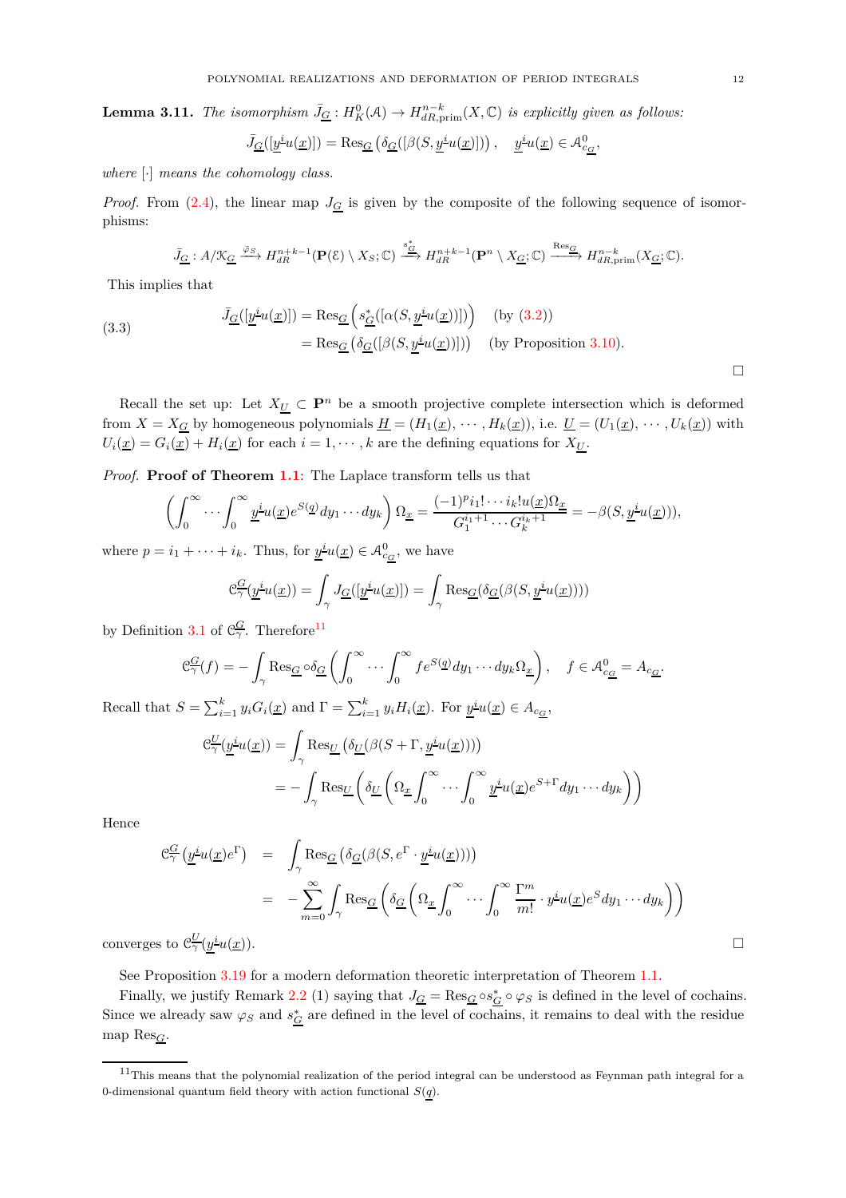**Lemma 3.11.** *The isomorphism $\bar{J}_{\underline{G}} : H^0_K(\mathcal{A}) \to H^{n-k}_{dR,\mathrm{prim}}(X, \mathbb{C})$ is explicitly given as follows:*

$$\bar{J}_{\underline{G}}([\underline{y}^{\underline{i}} u(\underline{x})]) = \mathrm{Res}_{\underline{G}}\left(\delta_{\underline{G}}([\beta(S, \underline{y}^{\underline{i}} u(\underline{x})])\right), \quad \underline{y}^{\underline{i}} u(\underline{x}) \in \mathcal{A}^0_{c_{\underline{G}}},$$

*where $[\cdot]$ means the cohomology class.*

*Proof.* From (2.4), the linear map $J_{\underline{G}}$ is given by the composite of the following sequence of isomorphisms:

$$\bar{J}_{\underline{G}} : A/\mathcal{K}_{\underline{G}} \xrightarrow{\bar{\varphi}_S} H^{n+k-1}_{dR}(\mathbf{P}(\mathcal{E}) \setminus X_S; \mathbb{C}) \xrightarrow{s^*_{\underline{G}}} H^{n+k-1}_{dR}(\mathbf{P}^n \setminus X_{\underline{G}}; \mathbb{C}) \xrightarrow{\mathrm{Res}_{\underline{G}}} H^{n-k}_{dR,\mathrm{prim}}(X_{\underline{G}}; \mathbb{C}).$$

This implies that

$$\begin{aligned}
\bar{J}_{\underline{G}}([\underline{y}^{\underline{i}} u(\underline{x})]) &= \mathrm{Res}_{\underline{G}}\left(s^*_{\underline{G}}([\alpha(S, \underline{y}^{\underline{i}} u(\underline{x}))])\right) \quad \text{(by (3.2))} \\
&= \mathrm{Res}_{\underline{G}}\left(\delta_{\underline{G}}([\beta(S, \underline{y}^{\underline{i}} u(\underline{x}))])\right) \quad \text{(by Proposition 3.10)}.
\end{aligned} \tag{3.3}$$

□

Recall the set up: Let $X_{\underline{U}} \subset \mathbf{P}^n$ be a smooth projective complete intersection which is deformed from $X = X_{\underline{G}}$ by homogeneous polynomials $\underline{H} = (H_1(\underline{x}), \cdots, H_k(\underline{x}))$, i.e. $\underline{U} = (U_1(\underline{x}), \cdots, U_k(\underline{x}))$ with $U_i(\underline{x}) = G_i(\underline{x}) + H_i(\underline{x})$ for each $i = 1, \cdots, k$ are the defining equations for $X_{\underline{U}}$.

*Proof.* **Proof of Theorem 1.1**: The Laplace transform tells us that

$$\left(\int_0^\infty \cdots \int_0^\infty \underline{y}^{\underline{i}} u(\underline{x}) e^{S(\underline{q})} dy_1 \cdots dy_k\right) \Omega_{\underline{x}} = \frac{(-1)^p i_1! \cdots i_k! u(\underline{x}) \Omega_{\underline{x}}}{G_1^{i_1+1} \cdots G_k^{i_k+1}} = -\beta(S, \underline{y}^{\underline{i}} u(\underline{x}))),$$

where $p = i_1 + \cdots + i_k$. Thus, for $\underline{y}^{\underline{i}} u(\underline{x}) \in \mathcal{A}^0_{c_{\underline{G}}}$, we have

$$\mathcal{C}^{\underline{G}}_\gamma(\underline{y}^{\underline{i}} u(\underline{x})) = \int_\gamma J_{\underline{G}}([\underline{y}^{\underline{i}} u(\underline{x})]) = \int_\gamma \mathrm{Res}_{\underline{G}}(\delta_{\underline{G}}(\beta(S, \underline{y}^{\underline{i}} u(\underline{x}))))$$

by Definition 3.1 of $\mathcal{C}^{\underline{G}}_\gamma$. Therefore[11]

$$\mathcal{C}^{\underline{G}}_\gamma(f) = -\int_\gamma \mathrm{Res}_{\underline{G}} \circ \delta_{\underline{G}}\left(\int_0^\infty \cdots \int_0^\infty f e^{S(\underline{q})} dy_1 \cdots dy_k \Omega_{\underline{x}}\right), \quad f \in \mathcal{A}^0_{c_{\underline{G}}} = A_{c_{\underline{G}}}.$$

Recall that $S = \sum_{i=1}^k y_i G_i(\underline{x})$ and $\Gamma = \sum_{i=1}^k y_i H_i(\underline{x})$. For $\underline{y}^{\underline{i}} u(\underline{x}) \in A_{c_{\underline{G}}}$,

$$\begin{aligned}
\mathcal{C}^{\underline{U}}_\gamma(\underline{y}^{\underline{i}} u(\underline{x})) &= \int_\gamma \mathrm{Res}_{\underline{U}}\left(\delta_{\underline{U}}(\beta(S + \Gamma, \underline{y}^{\underline{i}} u(\underline{x})))\right) \\
&= -\int_\gamma \mathrm{Res}_{\underline{U}}\left(\delta_{\underline{U}}\left(\Omega_{\underline{x}} \int_0^\infty \cdots \int_0^\infty \underline{y}^{\underline{i}} u(\underline{x}) e^{S+\Gamma} dy_1 \cdots dy_k\right)\right)
\end{aligned}$$

Hence

$$\begin{aligned}
\mathcal{C}^{\underline{G}}_\gamma\left(\underline{y}^{\underline{i}} u(\underline{x}) e^\Gamma\right) &= \int_\gamma \mathrm{Res}_{\underline{G}}\left(\delta_{\underline{G}}(\beta(S, e^\Gamma \cdot \underline{y}^{\underline{i}} u(\underline{x})))\right) \\
&= -\sum_{m=0}^\infty \int_\gamma \mathrm{Res}_{\underline{G}}\left(\delta_{\underline{G}}\left(\Omega_{\underline{x}} \int_0^\infty \cdots \int_0^\infty \frac{\Gamma^m}{m!} \cdot y^{\underline{i}} u(\underline{x}) e^S dy_1 \cdots dy_k\right)\right)
\end{aligned}$$

converges to $\mathcal{C}^{\underline{U}}_\gamma(\underline{y}^{\underline{i}} u(\underline{x}))$. □

See Proposition 3.19 for a modern deformation theoretic interpretation of Theorem 1.1.

Finally, we justify Remark 2.2 (1) saying that $J_{\underline{G}} = \mathrm{Res}_{\underline{G}} \circ s^*_{\underline{G}} \circ \varphi_S$ is defined in the level of cochains. Since we already saw $\varphi_S$ and $s^*_{\underline{G}}$ are defined in the level of cochains, it remains to deal with the residue map $\mathrm{Res}_{\underline{G}}$.

[11] This means that the polynomial realization of the period integral can be understood as Feynman path integral for a 0-dimensional quantum field theory with action functional $S(\underline{q})$.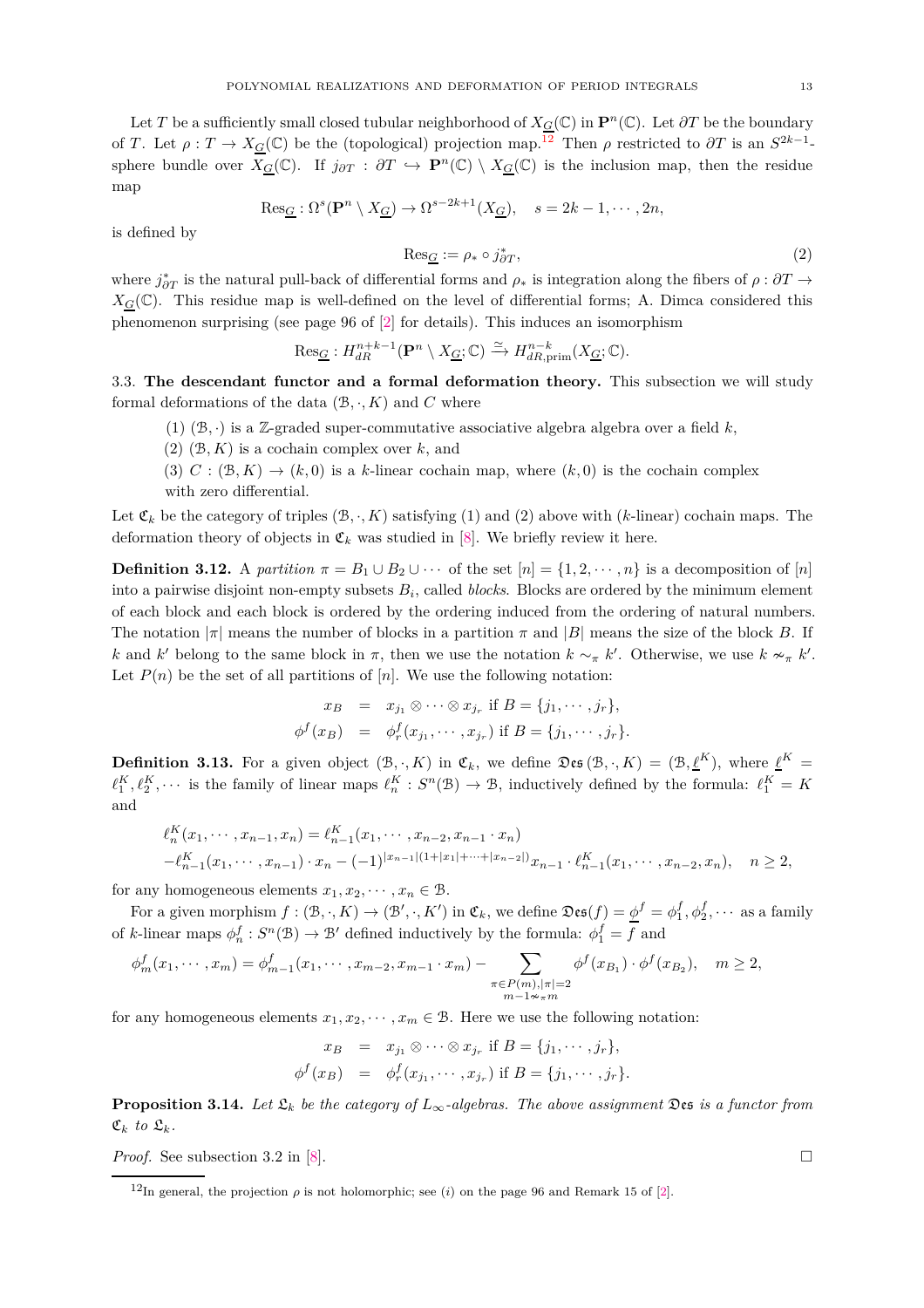Let $T$ be a sufficiently small closed tubular neighborhood of $X_{\underline{G}}(\mathbb{C})$ in $\mathbf{P}^n(\mathbb{C})$. Let $\partial T$ be the boundary of $T$. Let $\rho : T \to X_{\underline{G}}(\mathbb{C})$ be the (topological) projection map.[12] Then $\rho$ restricted to $\partial T$ is an $S^{2k-1}$-sphere bundle over $X_{\underline{G}}(\mathbb{C})$. If $j_{\partial T} : \partial T \hookrightarrow \mathbf{P}^n(\mathbb{C}) \setminus X_{\underline{G}}(\mathbb{C})$ is the inclusion map, then the residue map

$$\mathrm{Res}_{\underline{G}} : \Omega^s(\mathbf{P}^n \setminus X_{\underline{G}}) \to \Omega^{s-2k+1}(X_{\underline{G}}), \quad s = 2k-1, \cdots, 2n,$$

is defined by

$$\mathrm{Res}_{\underline{G}} := \rho_* \circ j_{\partial T}^*, \tag{2}$$

where $j_{\partial T}^*$ is the natural pull-back of differential forms and $\rho_*$ is integration along the fibers of $\rho : \partial T \to X_{\underline{G}}(\mathbb{C})$. This residue map is well-defined on the level of differential forms; A. Dimca considered this phenomenon surprising (see page 96 of [2] for details). This induces an isomorphism

$$\mathrm{Res}_{\underline{G}} : H^{n+k-1}_{dR}(\mathbf{P}^n \setminus X_{\underline{G}}; \mathbb{C}) \xrightarrow{\simeq} H^{n-k}_{dR,\mathrm{prim}}(X_{\underline{G}}; \mathbb{C}).$$

3.3. **The descendant functor and a formal deformation theory.** This subsection we will study formal deformations of the data $(\mathcal{B}, \cdot, K)$ and $C$ where

(1) $(\mathcal{B}, \cdot)$ is a $\mathbb{Z}$-graded super-commutative associative algebra algebra over a field $k$,
(2) $(\mathcal{B}, K)$ is a cochain complex over $k$, and
(3) $C : (\mathcal{B}, K) \to (k, 0)$ is a $k$-linear cochain map, where $(k, 0)$ is the cochain complex with zero differential.

Let $\mathfrak{C}_k$ be the category of triples $(\mathcal{B}, \cdot, K)$ satisfying (1) and (2) above with ($k$-linear) cochain maps. The deformation theory of objects in $\mathfrak{C}_k$ was studied in [8]. We briefly review it here.

**Definition 3.12.** A *partition* $\pi = B_1 \cup B_2 \cup \cdots$ of the set $[n] = \{1, 2, \cdots, n\}$ is a decomposition of $[n]$ into a pairwise disjoint non-empty subsets $B_i$, called *blocks*. Blocks are ordered by the minimum element of each block and each block is ordered by the ordering induced from the ordering of natural numbers. The notation $|\pi|$ means the number of blocks in a partition $\pi$ and $|B|$ means the size of the block $B$. If $k$ and $k'$ belong to the same block in $\pi$, then we use the notation $k \sim_\pi k'$. Otherwise, we use $k \nsim_\pi k'$. Let $P(n)$ be the set of all partitions of $[n]$. We use the following notation:

$$\begin{aligned} x_B &= x_{j_1} \otimes \cdots \otimes x_{j_r} \text{ if } B = \{j_1, \cdots, j_r\}, \\ \phi^f(x_B) &= \phi^f_r(x_{j_1}, \cdots, x_{j_r}) \text{ if } B = \{j_1, \cdots, j_r\}. \end{aligned}$$

**Definition 3.13.** For a given object $(\mathcal{B}, \cdot, K)$ in $\mathfrak{C}_k$, we define $\mathfrak{Des}(\mathcal{B}, \cdot, K) = (\mathcal{B}, \underline{\ell}^K)$, where $\underline{\ell}^K = \ell^K_1, \ell^K_2, \cdots$ is the family of linear maps $\ell^K_n : S^n(\mathcal{B}) \to \mathcal{B}$, inductively defined by the formula: $\ell^K_1 = K$ and

$$\begin{aligned} &\ell^K_n(x_1, \cdots, x_{n-1}, x_n) = \ell^K_{n-1}(x_1, \cdots, x_{n-2}, x_{n-1} \cdot x_n) \\ &-\ell^K_{n-1}(x_1, \cdots, x_{n-1}) \cdot x_n - (-1)^{|x_{n-1}|(1+|x_1|+\cdots+|x_{n-2}|)} x_{n-1} \cdot \ell^K_{n-1}(x_1, \cdots, x_{n-2}, x_n), \quad n \geq 2, \end{aligned}$$

for any homogeneous elements $x_1, x_2, \cdots, x_n \in \mathcal{B}$.

For a given morphism $f : (\mathcal{B}, \cdot, K) \to (\mathcal{B}', \cdot, K')$ in $\mathfrak{C}_k$, we define $\mathfrak{Des}(f) = \underline{\phi}^f = \phi^f_1, \phi^f_2, \cdots$ as a family of $k$-linear maps $\phi^f_n : S^n(\mathcal{B}) \to \mathcal{B}'$ defined inductively by the formula: $\phi^f_1 = f$ and

$$\phi^f_m(x_1, \cdots, x_m) = \phi^f_{m-1}(x_1, \cdots, x_{m-2}, x_{m-1} \cdot x_m) - \sum_{\substack{\pi \in P(m), |\pi|=2 \\ m-1 \nsim_\pi m}} \phi^f(x_{B_1}) \cdot \phi^f(x_{B_2}), \quad m \geq 2,$$

for any homogeneous elements $x_1, x_2, \cdots, x_m \in \mathcal{B}$. Here we use the following notation:

$$\begin{aligned} x_B &= x_{j_1} \otimes \cdots \otimes x_{j_r} \text{ if } B = \{j_1, \cdots, j_r\}, \\ \phi^f(x_B) &= \phi^f_r(x_{j_1}, \cdots, x_{j_r}) \text{ if } B = \{j_1, \cdots, j_r\}. \end{aligned}$$

**Proposition 3.14.** *Let $\mathfrak{L}_k$ be the category of $L_\infty$-algebras. The above assignment $\mathfrak{Des}$ is a functor from $\mathfrak{C}_k$ to $\mathfrak{L}_k$.*

*Proof.* See subsection 3.2 in [8]. $\square$

[12] In general, the projection $\rho$ is not holomorphic; see $(i)$ on the page 96 and Remark 15 of [2].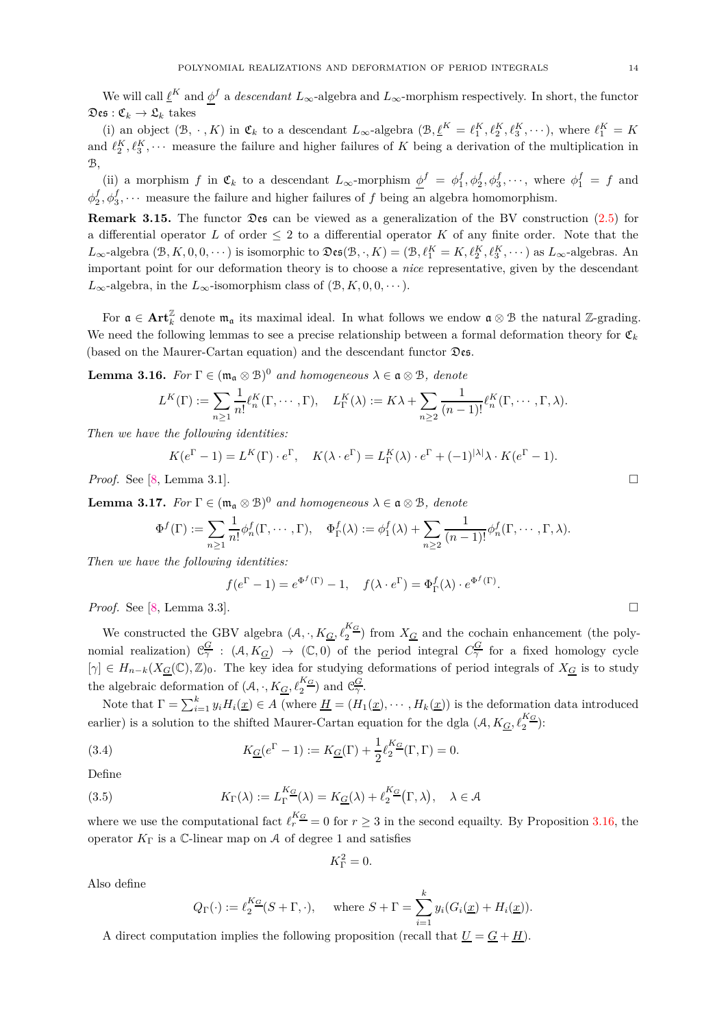We will call $\underline{\ell}^K$ and $\underline{\phi}^f$ a *descendant* $L_\infty$-algebra and $L_\infty$-morphism respectively. In short, the functor $\mathfrak{Des}: \mathfrak{C}_k \to \mathfrak{L}_k$ takes

(i) an object $(\mathcal{B}, \cdot, K)$ in $\mathfrak{C}_k$ to a descendant $L_\infty$-algebra $(\mathcal{B}, \underline{\ell}^K = \ell_1^K, \ell_2^K, \ell_3^K, \cdots)$, where $\ell_1^K = K$ and $\ell_2^K, \ell_3^K, \cdots$ measure the failure and higher failures of $K$ being a derivation of the multiplication in $\mathcal{B}$,

(ii) a morphism $f$ in $\mathfrak{C}_k$ to a descendant $L_\infty$-morphism $\underline{\phi}^f = \phi_1^f, \phi_2^f, \phi_3^f, \cdots$, where $\phi_1^f = f$ and $\phi_2^f, \phi_3^f, \cdots$ measure the failure and higher failures of $f$ being an algebra homomorphism.

**Remark 3.15.** The functor $\mathfrak{Des}$ can be viewed as a generalization of the BV construction (2.5) for a differential operator $L$ of order $\leq 2$ to a differential operator $K$ of any finite order. Note that the $L_\infty$-algebra $(\mathcal{B}, K, 0, 0, \cdots)$ is isomorphic to $\mathfrak{Des}(\mathcal{B}, \cdot, K) = (\mathcal{B}, \ell_1^K = K, \ell_2^K, \ell_3^K, \cdots)$ as $L_\infty$-algebras. An important point for our deformation theory is to choose a *nice* representative, given by the descendant $L_\infty$-algebra, in the $L_\infty$-isomorphism class of $(\mathcal{B}, K, 0, 0, \cdots)$.

For $\mathfrak{a} \in \mathbf{Art}_k^{\mathbb{Z}}$ denote $\mathfrak{m}_{\mathfrak{a}}$ its maximal ideal. In what follows we endow $\mathfrak{a} \otimes \mathcal{B}$ the natural $\mathbb{Z}$-grading. We need the following lemmas to see a precise relationship between a formal deformation theory for $\mathfrak{C}_k$ (based on the Maurer-Cartan equation) and the descendant functor $\mathfrak{Des}$.

**Lemma 3.16.** *For $\Gamma \in (\mathfrak{m}_{\mathfrak{a}} \otimes \mathcal{B})^0$ and homogeneous $\lambda \in \mathfrak{a} \otimes \mathcal{B}$, denote*

$$L^K(\Gamma) := \sum_{n \geq 1} \frac{1}{n!} \ell_n^K(\Gamma, \cdots, \Gamma), \quad L_\Gamma^K(\lambda) := K\lambda + \sum_{n \geq 2} \frac{1}{(n-1)!} \ell_n^K(\Gamma, \cdots, \Gamma, \lambda).$$

*Then we have the following identities:*

$$K(e^\Gamma - 1) = L^K(\Gamma) \cdot e^\Gamma, \quad K(\lambda \cdot e^\Gamma) = L_\Gamma^K(\lambda) \cdot e^\Gamma + (-1)^{|\lambda|} \lambda \cdot K(e^\Gamma - 1).$$

*Proof.* See [8, Lemma 3.1]. $\square$

**Lemma 3.17.** *For $\Gamma \in (\mathfrak{m}_{\mathfrak{a}} \otimes \mathcal{B})^0$ and homogeneous $\lambda \in \mathfrak{a} \otimes \mathcal{B}$, denote*

$$\Phi^f(\Gamma) := \sum_{n \geq 1} \frac{1}{n!} \phi_n^f(\Gamma, \cdots, \Gamma), \quad \Phi_\Gamma^f(\lambda) := \phi_1^f(\lambda) + \sum_{n \geq 2} \frac{1}{(n-1)!} \phi_n^f(\Gamma, \cdots, \Gamma, \lambda).$$

*Then we have the following identities:*

$$f(e^\Gamma - 1) = e^{\Phi^f(\Gamma)} - 1, \quad f(\lambda \cdot e^\Gamma) = \Phi_\Gamma^f(\lambda) \cdot e^{\Phi^f(\Gamma)}.$$

*Proof.* See [8, Lemma 3.3]. $\square$

We constructed the GBV algebra $(\mathcal{A}, \cdot, K_{\underline{G}}, \ell_2^{K_{\underline{G}}})$ from $X_{\underline{G}}$ and the cochain enhancement (the polynomial realization) $\mathcal{C}_\gamma^{\underline{G}} : (\mathcal{A}, K_{\underline{G}}) \to (\mathbb{C}, 0)$ of the period integral $C_\gamma^{\underline{G}}$ for a fixed homology cycle $[\gamma] \in H_{n-k}(X_{\underline{G}}(\mathbb{C}), \mathbb{Z})_0$. The key idea for studying deformations of period integrals of $X_{\underline{G}}$ is to study the algebraic deformation of $(\mathcal{A}, \cdot, K_{\underline{G}}, \ell_2^{K_{\underline{G}}})$ and $\mathcal{C}_\gamma^{\underline{G}}$.

Note that $\Gamma = \sum_{i=1}^k y_i H_i(\underline{x}) \in A$ (where $\underline{H} = (H_1(\underline{x}), \cdots, H_k(\underline{x}))$ is the deformation data introduced earlier) is a solution to the shifted Maurer-Cartan equation for the dgla $(\mathcal{A}, K_{\underline{G}}, \ell_2^{K_{\underline{G}}})$:

$$K_{\underline{G}}(e^\Gamma - 1) := K_{\underline{G}}(\Gamma) + \frac{1}{2} \ell_2^{K_{\underline{G}}}(\Gamma, \Gamma) = 0. \tag{3.4}$$

Define

$$K_\Gamma(\lambda) := L_\Gamma^{K_{\underline{G}}}(\lambda) = K_{\underline{G}}(\lambda) + \ell_2^{K_{\underline{G}}}\big(\Gamma, \lambda\big), \quad \lambda \in \mathcal{A} \tag{3.5}$$

where we use the computational fact $\ell_r^{K_{\underline{G}}} = 0$ for $r \geq 3$ in the second equailty. By Proposition 3.16, the operator $K_\Gamma$ is a $\mathbb{C}$-linear map on $\mathcal{A}$ of degree 1 and satisfies

$$K_\Gamma^2 = 0.$$

Also define

$$Q_\Gamma(\cdot) := \ell_2^{K_{\underline{G}}}(S + \Gamma, \cdot), \quad \text{where } S + \Gamma = \sum_{i=1}^k y_i (G_i(\underline{x}) + H_i(\underline{x})).$$

A direct computation implies the following proposition (recall that $\underline{U} = \underline{G} + \underline{H}$).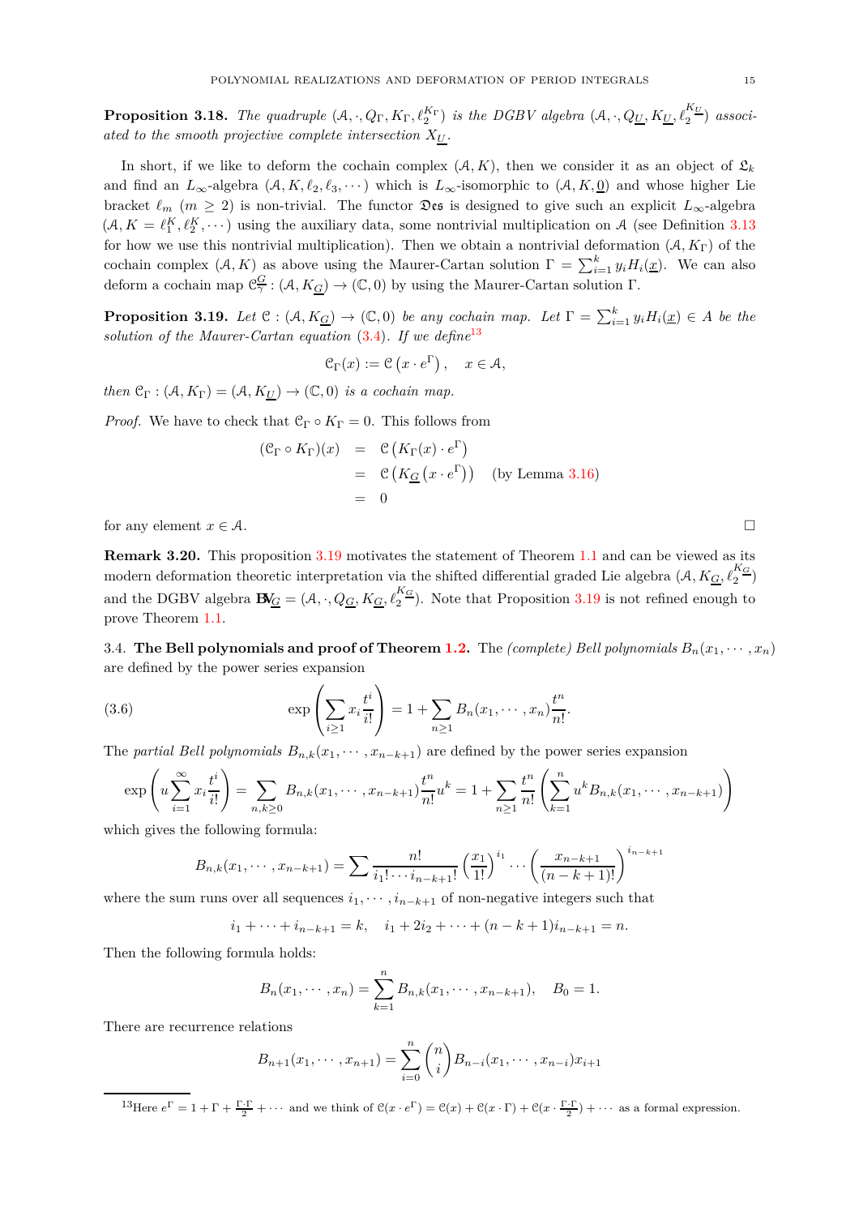**Proposition 3.18.** *The quadruple $(\mathcal{A}, \cdot, Q_\Gamma, K_\Gamma, \ell_2^{K_\Gamma})$ is the DGBV algebra $(\mathcal{A}, \cdot, Q_{\underline{U}}, K_{\underline{U}}, \ell_2^{K_{\underline{U}}})$ associated to the smooth projective complete intersection $X_{\underline{U}}$.*

In short, if we like to deform the cochain complex $(\mathcal{A}, K)$, then we consider it as an object of $\mathfrak{L}_k$ and find an $L_\infty$-algebra $(\mathcal{A}, K, \ell_2, \ell_3, \cdots)$ which is $L_\infty$-isomorphic to $(\mathcal{A}, K, \underline{0})$ and whose higher Lie bracket $\ell_m$ $(m \geq 2)$ is non-trivial. The functor $\mathfrak{Des}$ is designed to give such an explicit $L_\infty$-algebra $(\mathcal{A}, K = \ell_1^K, \ell_2^K, \cdots)$ using the auxiliary data, some nontrivial multiplication on $\mathcal{A}$ (see Definition 3.13 for how we use this nontrivial multiplication). Then we obtain a nontrivial deformation $(\mathcal{A}, K_\Gamma)$ of the cochain complex $(\mathcal{A}, K)$ as above using the Maurer-Cartan solution $\Gamma = \sum_{i=1}^k y_i H_i(\underline{x})$. We can also deform a cochain map $\mathcal{C}_\gamma^{\underline{G}} : (\mathcal{A}, K_{\underline{G}}) \to (\mathbb{C}, 0)$ by using the Maurer-Cartan solution $\Gamma$.

**Proposition 3.19.** *Let $\mathcal{C} : (\mathcal{A}, K_{\underline{G}}) \to (\mathbb{C}, 0)$ be any cochain map. Let $\Gamma = \sum_{i=1}^k y_i H_i(\underline{x}) \in A$ be the solution of the Maurer-Cartan equation (3.4). If we define*[13]

$$\mathcal{C}_\Gamma(x) := \mathcal{C}\left(x \cdot e^\Gamma\right), \quad x \in \mathcal{A},$$

*then $\mathcal{C}_\Gamma : (\mathcal{A}, K_\Gamma) = (\mathcal{A}, K_{\underline{U}}) \to (\mathbb{C}, 0)$ is a cochain map.*

*Proof.* We have to check that $\mathcal{C}_\Gamma \circ K_\Gamma = 0$. This follows from

$$\begin{aligned}
(\mathcal{C}_\Gamma \circ K_\Gamma)(x) &= \mathcal{C}\left(K_\Gamma(x) \cdot e^\Gamma\right) \\
&= \mathcal{C}\left(K_{\underline{G}}\left(x \cdot e^\Gamma\right)\right) \quad \text{(by Lemma 3.16)} \\
&= 0
\end{aligned}$$

for any element $x \in \mathcal{A}$. □

**Remark 3.20.** This proposition 3.19 motivates the statement of Theorem 1.1 and can be viewed as its modern deformation theoretic interpretation via the shifted differential graded Lie algebra $(\mathcal{A}, K_{\underline{G}}, \ell_2^{K_{\underline{G}}})$ and the DGBV algebra $\mathbf{BV}_{\underline{G}} = (\mathcal{A}, \cdot, Q_{\underline{G}}, K_{\underline{G}}, \ell_2^{K_{\underline{G}}})$. Note that Proposition 3.19 is not refined enough to prove Theorem 1.1.

## 3.4. The Bell polynomials and proof of Theorem 1.2.

The *(complete) Bell polynomials* $B_n(x_1, \cdots, x_n)$ are defined by the power series expansion

$$\exp\left(\sum_{i \geq 1} x_i \frac{t^i}{i!}\right) = 1 + \sum_{n \geq 1} B_n(x_1, \cdots, x_n) \frac{t^n}{n!}. \tag{3.6}$$

The *partial Bell polynomials* $B_{n,k}(x_1, \cdots, x_{n-k+1})$ are defined by the power series expansion

$$\exp\left(u \sum_{i=1}^\infty x_i \frac{t^i}{i!}\right) = \sum_{n,k \geq 0} B_{n,k}(x_1, \cdots, x_{n-k+1}) \frac{t^n}{n!} u^k = 1 + \sum_{n \geq 1} \frac{t^n}{n!}\left(\sum_{k=1}^n u^k B_{n,k}(x_1, \cdots, x_{n-k+1})\right)$$

which gives the following formula:

$$B_{n,k}(x_1, \cdots, x_{n-k+1}) = \sum \frac{n!}{i_1! \cdots i_{n-k+1}!} \left(\frac{x_1}{1!}\right)^{i_1} \cdots \left(\frac{x_{n-k+1}}{(n-k+1)!}\right)^{i_{n-k+1}}$$

where the sum runs over all sequences $i_1, \cdots, i_{n-k+1}$ of non-negative integers such that

$$i_1 + \cdots + i_{n-k+1} = k, \quad i_1 + 2i_2 + \cdots + (n-k+1) i_{n-k+1} = n.$$

Then the following formula holds:

$$B_n(x_1, \cdots, x_n) = \sum_{k=1}^n B_{n,k}(x_1, \cdots, x_{n-k+1}), \quad B_0 = 1.$$

There are recurrence relations

$$B_{n+1}(x_1, \cdots, x_{n+1}) = \sum_{i=0}^n \binom{n}{i} B_{n-i}(x_1, \cdots, x_{n-i}) x_{i+1}$$

[13] Here $e^\Gamma = 1 + \Gamma + \frac{\Gamma \cdot \Gamma}{2} + \cdots$ and we think of $\mathcal{C}(x \cdot e^\Gamma) = \mathcal{C}(x) + \mathcal{C}(x \cdot \Gamma) + \mathcal{C}(x \cdot \frac{\Gamma \cdot \Gamma}{2}) + \cdots$ as a formal expression.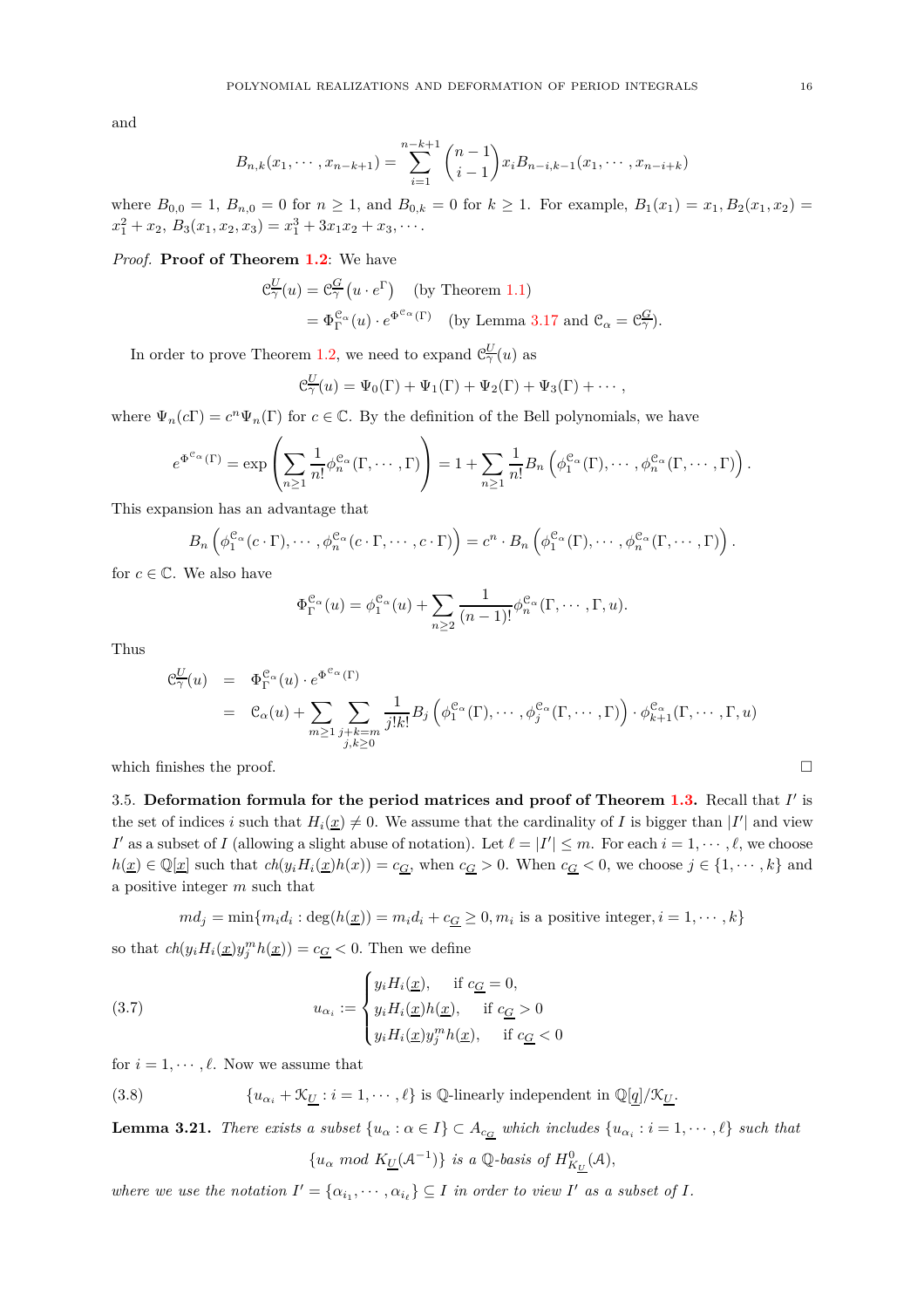and

$$B_{n,k}(x_1, \cdots, x_{n-k+1}) = \sum_{i=1}^{n-k+1} \binom{n-1}{i-1} x_i B_{n-i,k-1}(x_1, \cdots, x_{n-i+k})$$

where $B_{0,0} = 1$, $B_{n,0} = 0$ for $n \geq 1$, and $B_{0,k} = 0$ for $k \geq 1$. For example, $B_1(x_1) = x_1$, $B_2(x_1, x_2) = x_1^2 + x_2$, $B_3(x_1, x_2, x_3) = x_1^3 + 3x_1x_2 + x_3, \cdots$.

*Proof.* **Proof of Theorem 1.2**: We have

$$\begin{aligned} \mathcal{C}_\gamma^{\underline{U}}(u) &= \mathcal{C}_\gamma^{\underline{G}}\left(u \cdot e^\Gamma\right) \quad \text{(by Theorem 1.1)} \\ &= \Phi_\Gamma^{\mathcal{C}_\alpha}(u) \cdot e^{\Phi^{\mathcal{C}_\alpha}(\Gamma)} \quad \text{(by Lemma 3.17 and } \mathcal{C}_\alpha = \mathcal{C}_\gamma^{\underline{G}}). \end{aligned}$$

In order to prove Theorem 1.2, we need to expand $\mathcal{C}_\gamma^{\underline{U}}(u)$ as

$$\mathcal{C}_\gamma^{\underline{U}}(u) = \Psi_0(\Gamma) + \Psi_1(\Gamma) + \Psi_2(\Gamma) + \Psi_3(\Gamma) + \cdots,$$

where $\Psi_n(c\Gamma) = c^n \Psi_n(\Gamma)$ for $c \in \mathbb{C}$. By the definition of the Bell polynomials, we have

$$e^{\Phi^{\mathcal{C}_\alpha}(\Gamma)} = \exp\left(\sum_{n\geq 1} \frac{1}{n!}\phi_n^{\mathcal{C}_\alpha}(\Gamma, \cdots, \Gamma)\right) = 1 + \sum_{n \geq 1} \frac{1}{n!} B_n\left(\phi_1^{\mathcal{C}_\alpha}(\Gamma), \cdots, \phi_n^{\mathcal{C}_\alpha}(\Gamma, \cdots, \Gamma)\right).$$

This expansion has an advantage that

$$B_n\left(\phi_1^{\mathcal{C}_\alpha}(c \cdot \Gamma), \cdots, \phi_n^{\mathcal{C}_\alpha}(c\cdot\Gamma, \cdots, c\cdot\Gamma)\right) = c^n \cdot B_n\left(\phi_1^{\mathcal{C}_\alpha}(\Gamma), \cdots, \phi_n^{\mathcal{C}_\alpha}(\Gamma, \cdots, \Gamma)\right).$$

for $c \in \mathbb{C}$. We also have

$$\Phi_\Gamma^{\mathcal{C}_\alpha}(u) = \phi_1^{\mathcal{C}_\alpha}(u) + \sum_{n\geq 2} \frac{1}{(n-1)!}\phi_n^{\mathcal{C}_\alpha}(\Gamma, \cdots, \Gamma, u).$$

Thus

$$\begin{aligned} \mathcal{C}_\gamma^{\underline{U}}(u) &= \Phi_\Gamma^{\mathcal{C}_\alpha}(u) \cdot e^{\Phi^{\mathcal{C}_\alpha}(\Gamma)} \\ &= \mathcal{C}_\alpha(u) + \sum_{m\geq 1} \sum_{\substack{j+k=m \\ j,k\geq 0}} \frac{1}{j!k!} B_j\left(\phi_1^{\mathcal{C}_\alpha}(\Gamma), \cdots, \phi_j^{\mathcal{C}_\alpha}(\Gamma, \cdots, \Gamma)\right) \cdot \phi_{k+1}^{\mathcal{C}_\alpha}(\Gamma, \cdots, \Gamma, u) \end{aligned}$$

which finishes the proof. $\square$

3.5. **Deformation formula for the period matrices and proof of Theorem 1.3.** Recall that $I'$ is the set of indices $i$ such that $H_i(\underline{x}) \neq 0$. We assume that the cardinality of $I$ is bigger than $|I'|$ and view $I'$ as a subset of $I$ (allowing a slight abuse of notation). Let $\ell = |I'| \leq m$. For each $i = 1, \cdots, \ell$, we choose $h(\underline{x}) \in \mathbb{Q}[\underline{x}]$ such that $ch(y_i H_i(\underline{x})h(x)) = c_{\underline{G}}$, when $c_{\underline{G}} > 0$. When $c_{\underline{G}} < 0$, we choose $j \in \{1, \cdots, k\}$ and a positive integer $m$ such that

$$md_j = \min\{m_i d_i : \deg(h(\underline{x})) = m_i d_i + c_{\underline{G}} \geq 0, m_i \text{ is a positive integer}, i = 1, \cdots, k\}$$

so that $ch(y_i H_i(\underline{x}) y_j^m h(\underline{x})) = c_{\underline{G}} < 0$. Then we define

$$u_{\alpha_i} := \begin{cases} y_i H_i(\underline{x}), & \text{if } c_{\underline{G}} = 0, \\ y_i H_i(\underline{x}) h(\underline{x}), & \text{if } c_{\underline{G}} > 0 \\ y_i H_i(\underline{x}) y_j^m h(\underline{x}), & \text{if } c_{\underline{G}} < 0 \end{cases} \tag{3.7}$$

for $i = 1, \cdots, \ell$. Now we assume that

$$\{u_{\alpha_i} + \mathcal{K}_{\underline{U}} : i = 1, \cdots, \ell\} \text{ is } \mathbb{Q}\text{-linearly independent in } \mathbb{Q}[\underline{q}]/\mathcal{K}_{\underline{U}}. \tag{3.8}$$

**Lemma 3.21.** *There exists a subset $\{u_\alpha : \alpha \in I\} \subset A_{c_{\underline{G}}}$ which includes $\{u_{\alpha_i} : i = 1, \cdots, \ell\}$ such that*

$$\{u_\alpha \text{ mod } K_{\underline{U}}(\mathcal{A}^{-1})\} \text{ is a } \mathbb{Q}\text{-basis of } H^0_{K_{\underline{U}}}(\mathcal{A}),$$

*where we use the notation $I' = \{\alpha_{i_1}, \cdots, \alpha_{i_\ell}\} \subseteq I$ in order to view $I'$ as a subset of $I$.*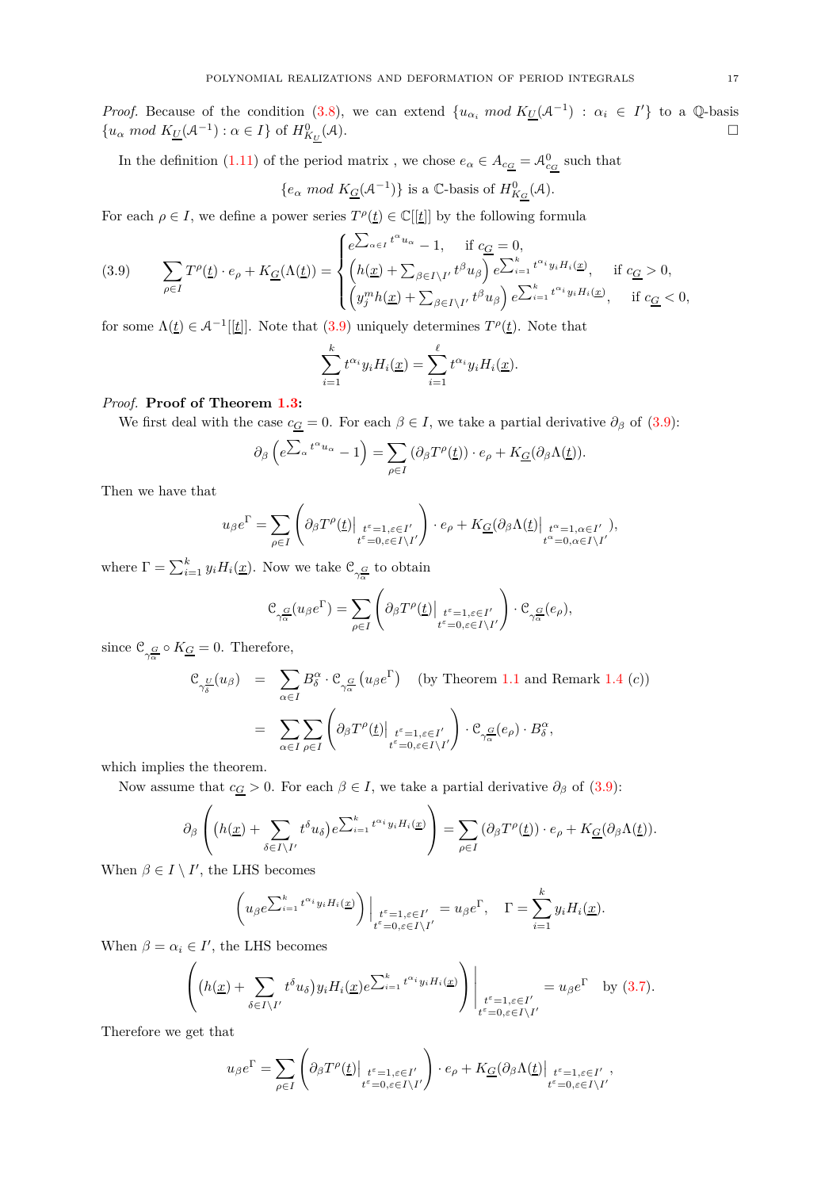*Proof.* Because of the condition (3.8), we can extend $\{u_{\alpha_i} \text{ mod } K_{\underline{U}}(\mathcal{A}^{-1}) : \alpha_i \in I'\}$ to a $\mathbb{Q}$-basis $\{u_\alpha \text{ mod } K_{\underline{U}}(\mathcal{A}^{-1}) : \alpha \in I\}$ of $H^0_{K_{\underline{U}}}(\mathcal{A})$. □

In the definition (1.11) of the period matrix , we chose $e_\alpha \in A_{c_{\underline{G}}} = \mathcal{A}^0_{c_{\underline{G}}}$ such that

$$\{e_\alpha \text{ mod } K_{\underline{G}}(\mathcal{A}^{-1})\} \text{ is a } \mathbb{C}\text{-basis of } H^0_{K_{\underline{G}}}(\mathcal{A}).$$

For each $\rho \in I$, we define a power series $T^\rho(\underline{t}) \in \mathbb{C}[[\underline{t}]]$ by the following formula

$$\sum_{\rho \in I} T^\rho(\underline{t}) \cdot e_\rho + K_{\underline{G}}(\Lambda(\underline{t})) = \begin{cases} e^{\sum_{\alpha \in I} t^\alpha u_\alpha} - 1, & \text{if } c_{\underline{G}} = 0, \\ \left(h(\underline{x}) + \sum_{\beta \in I \setminus I'} t^\beta u_\beta\right) e^{\sum_{i=1}^k t^{\alpha_i} y_i H_i(\underline{x})}, & \text{if } c_{\underline{G}} > 0, \\ \left(y_j^m h(\underline{x}) + \sum_{\beta \in I \setminus I'} t^\beta u_\beta\right) e^{\sum_{i=1}^k t^{\alpha_i} y_i H_i(\underline{x})}, & \text{if } c_{\underline{G}} < 0, \end{cases} \tag{3.9}$$

for some $\Lambda(\underline{t}) \in \mathcal{A}^{-1}[[\underline{t}]]$. Note that (3.9) uniquely determines $T^\rho(\underline{t})$. Note that

$$\sum_{i=1}^k t^{\alpha_i} y_i H_i(\underline{x}) = \sum_{i=1}^\ell t^{\alpha_i} y_i H_i(\underline{x}).$$

*Proof.* **Proof of Theorem 1.3:**

We first deal with the case $c_{\underline{G}} = 0$. For each $\beta \in I$, we take a partial derivative $\partial_\beta$ of (3.9):

$$\partial_\beta \left(e^{\sum_\alpha t^\alpha u_\alpha} - 1\right) = \sum_{\rho \in I} (\partial_\beta T^\rho(\underline{t})) \cdot e_\rho + K_{\underline{G}}(\partial_\beta \Lambda(\underline{t})).$$

Then we have that

$$u_\beta e^\Gamma = \sum_{\rho \in I} \left(\partial_\beta T^\rho(\underline{t})\big|_{\substack{t^\varepsilon = 1, \varepsilon \in I' \\ t^\varepsilon = 0, \varepsilon \in I \setminus I'}}\right) \cdot e_\rho + K_{\underline{G}}(\partial_\beta \Lambda(\underline{t})\big|_{\substack{t^\alpha = 1, \alpha \in I' \\ t^\alpha = 0, \alpha \in I \setminus I'}}),$$

where $\Gamma = \sum_{i=1}^k y_i H_i(\underline{x})$. Now we take $\mathcal{C}_{\gamma_\alpha^{\underline{G}}}$ to obtain

$$\mathcal{C}_{\gamma_\alpha^{\underline{G}}}(u_\beta e^\Gamma) = \sum_{\rho \in I} \left(\partial_\beta T^\rho(\underline{t})\big|_{\substack{t^\varepsilon = 1, \varepsilon \in I' \\ t^\varepsilon = 0, \varepsilon \in I \setminus I'}}\right) \cdot \mathcal{C}_{\gamma_\alpha^{\underline{G}}}(e_\rho),$$

since $\mathcal{C}_{\gamma_\alpha^{\underline{G}}} \circ K_{\underline{G}} = 0$. Therefore,

$$\begin{aligned} \mathcal{C}_{\gamma_\delta^{\underline{U}}}(u_\beta) &= \sum_{\alpha \in I} B_\delta^\alpha \cdot \mathcal{C}_{\gamma_\alpha^{\underline{G}}}\left(u_\beta e^\Gamma\right) \quad \text{(by Theorem 1.1 and Remark 1.4 (c))} \\ &= \sum_{\alpha \in I} \sum_{\rho \in I} \left(\partial_\beta T^\rho(\underline{t})\big|_{\substack{t^\varepsilon = 1, \varepsilon \in I' \\ t^\varepsilon = 0, \varepsilon \in I \setminus I'}}\right) \cdot \mathcal{C}_{\gamma_\alpha^{\underline{G}}}(e_\rho) \cdot B_\delta^\alpha, \end{aligned}$$

which implies the theorem.

Now assume that $c_{\underline{G}} > 0$. For each $\beta \in I$, we take a partial derivative $\partial_\beta$ of (3.9):

$$\partial_\beta \left( \left(h(\underline{x}) + \sum_{\delta \in I \setminus I'} t^\delta u_\delta\right) e^{\sum_{i=1}^k t^{\alpha_i} y_i H_i(\underline{x})} \right) = \sum_{\rho \in I} (\partial_\beta T^\rho(\underline{t})) \cdot e_\rho + K_{\underline{G}}(\partial_\beta \Lambda(\underline{t})).$$

When $\beta \in I \setminus I'$, the LHS becomes

$$\left(u_\beta e^{\sum_{i=1}^k t^{\alpha_i} y_i H_i(\underline{x})}\right)\Big|_{\substack{t^\varepsilon = 1, \varepsilon \in I' \\ t^\varepsilon = 0, \varepsilon \in I \setminus I'}} = u_\beta e^\Gamma, \quad \Gamma = \sum_{i=1}^k y_i H_i(\underline{x}).$$

When $\beta = \alpha_i \in I'$, the LHS becomes

$$\left( \left(h(\underline{x}) + \sum_{\delta \in I \setminus I'} t^\delta u_\delta\right) y_i H_i(\underline{x}) e^{\sum_{i=1}^k t^{\alpha_i} y_i H_i(\underline{x})} \right)\Bigg|_{\substack{t^\varepsilon = 1, \varepsilon \in I' \\ t^\varepsilon = 0, \varepsilon \in I \setminus I'}} = u_\beta e^\Gamma \quad \text{by (3.7)}.$$

Therefore we get that

$$u_\beta e^\Gamma = \sum_{\rho \in I} \left(\partial_\beta T^\rho(\underline{t})\big|_{\substack{t^\varepsilon = 1, \varepsilon \in I' \\ t^\varepsilon = 0, \varepsilon \in I \setminus I'}}\right) \cdot e_\rho + K_{\underline{G}}(\partial_\beta \Lambda(\underline{t})\big|_{\substack{t^\varepsilon = 1, \varepsilon \in I' \\ t^\varepsilon = 0, \varepsilon \in I \setminus I'}},$$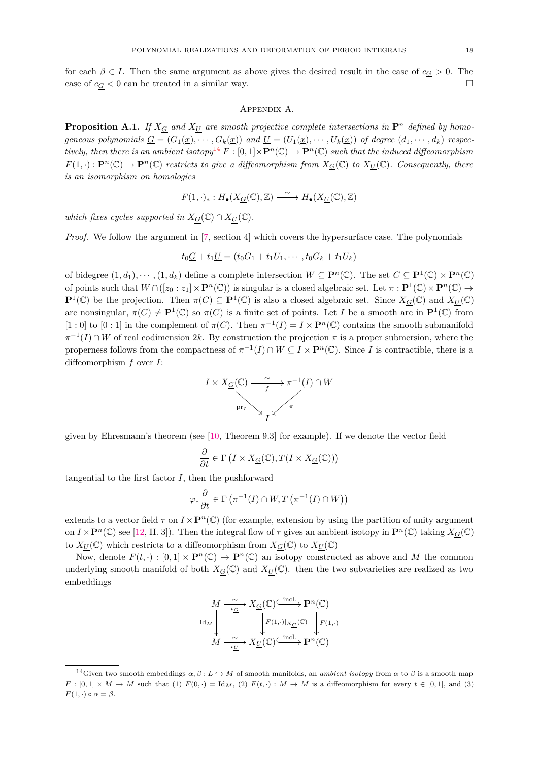for each $\beta \in I$. Then the same argument as above gives the desired result in the case of $c_{\underline{G}} > 0$. The case of $c_{\underline{G}} < 0$ can be treated in a similar way. $\square$

## Appendix A.

**Proposition A.1.** *If $X_{\underline{G}}$ and $X_{\underline{U}}$ are smooth projective complete intersections in $\mathbf{P}^n$ defined by homogeneous polynomials $\underline{G} = (G_1(\underline{x}), \cdots, G_k(\underline{x}))$ and $\underline{U} = (U_1(\underline{x}), \cdots, U_k(\underline{x}))$ of degree $(d_1, \cdots, d_k)$ respectively, then there is an ambient isotopy*[14] *$F : [0,1] \times \mathbf{P}^n(\mathbb{C}) \to \mathbf{P}^n(\mathbb{C})$ such that the induced diffeomorphism $F(1,\cdot) : \mathbf{P}^n(\mathbb{C}) \to \mathbf{P}^n(\mathbb{C})$ restricts to give a diffeomorphism from $X_{\underline{G}}(\mathbb{C})$ to $X_{\underline{U}}(\mathbb{C})$. Consequently, there is an isomorphism on homologies*

$$F(1,\cdot)_* : H_\bullet(X_{\underline{G}}(\mathbb{C}), \mathbb{Z}) \xrightarrow{\sim} H_\bullet(X_{\underline{U}}(\mathbb{C}), \mathbb{Z})$$

*which fixes cycles supported in $X_{\underline{G}}(\mathbb{C}) \cap X_{\underline{U}}(\mathbb{C})$.*

*Proof.* We follow the argument in [7, section 4] which covers the hypersurface case. The polynomials

$$t_0\underline{G} + t_1\underline{U} = (t_0G_1 + t_1U_1, \cdots, t_0G_k + t_1U_k)$$

of bidegree $(1, d_1), \cdots, (1, d_k)$ define a complete intersection $W \subseteq \mathbf{P}^n(\mathbb{C})$. The set $C \subseteq \mathbf{P}^1(\mathbb{C}) \times \mathbf{P}^n(\mathbb{C})$ of points such that $W \cap ([z_0 : z_1] \times \mathbf{P}^n(\mathbb{C}))$ is singular is a closed algebraic set. Let $\pi : \mathbf{P}^1(\mathbb{C}) \times \mathbf{P}^n(\mathbb{C}) \to \mathbf{P}^1(\mathbb{C})$ be the projection. Then $\pi(C) \subseteq \mathbf{P}^1(\mathbb{C})$ is also a closed algebraic set. Since $X_{\underline{G}}(\mathbb{C})$ and $X_{\underline{U}}(\mathbb{C})$ are nonsingular, $\pi(C) \neq \mathbf{P}^1(\mathbb{C})$ so $\pi(C)$ is a finite set of points. Let $I$ be a smooth arc in $\mathbf{P}^1(\mathbb{C})$ from $[1 : 0]$ to $[0 : 1]$ in the complement of $\pi(C)$. Then $\pi^{-1}(I) = I \times \mathbf{P}^n(\mathbb{C})$ contains the smooth submanifold $\pi^{-1}(I) \cap W$ of real codimension $2k$. By construction the projection $\pi$ is a proper submersion, where the properness follows from the compactness of $\pi^{-1}(I) \cap W \subseteq I \times \mathbf{P}^n(\mathbb{C})$. Since $I$ is contractible, there is a diffeomorphism $f$ over $I$:

$$\begin{array}{ccc} I \times X_{\underline{G}}(\mathbb{C}) & \xrightarrow[f]{\sim} & \pi^{-1}(I) \cap W \\ & \searrow_{\mathrm{pr}_I} \quad \swarrow_{\pi} & \\ & I & \end{array}$$

given by Ehresmann's theorem (see [10, Theorem 9.3] for example). If we denote the vector field

$$\frac{\partial}{\partial t} \in \Gamma\left(I \times X_{\underline{G}}(\mathbb{C}), T(I \times X_{\underline{G}}(\mathbb{C}))\right)$$

tangential to the first factor $I$, then the pushforward

$$\varphi_* \frac{\partial}{\partial t} \in \Gamma\left(\pi^{-1}(I) \cap W, T\left(\pi^{-1}(I) \cap W\right)\right)$$

extends to a vector field $\tau$ on $I \times \mathbf{P}^n(\mathbb{C})$ (for example, extension by using the partition of unity argument on $I \times \mathbf{P}^n(\mathbb{C})$ see [12, II. 3]). Then the integral flow of $\tau$ gives an ambient isotopy in $\mathbf{P}^n(\mathbb{C})$ taking $X_{\underline{G}}(\mathbb{C})$ to $X_{\underline{U}}(\mathbb{C})$ which restricts to a diffeomorphism from $X_{\underline{G}}(\mathbb{C})$ to $X_{\underline{U}}(\mathbb{C})$

Now, denote $F(t,\cdot) : [0,1] \times \mathbf{P}^n(\mathbb{C}) \to \mathbf{P}^n(\mathbb{C})$ an isotopy constructed as above and $M$ the common underlying smooth manifold of both $X_{\underline{G}}(\mathbb{C})$ and $X_{\underline{U}}(\mathbb{C})$. then the two subvarieties are realized as two embeddings

$$\begin{array}{ccccc} M & \xrightarrow[\iota_{\underline{G}}]{\sim} & X_{\underline{G}}(\mathbb{C}) & \xhookrightarrow{\text{incl.}} & \mathbf{P}^n(\mathbb{C}) \\ \Big\downarrow {\scriptstyle \mathrm{Id}_M} & & \Big\downarrow {\scriptstyle F(1,\cdot)|_{X_{\underline{G}}(\mathbb{C})}} & & \Big\downarrow {\scriptstyle F(1,\cdot)} \\ M & \xrightarrow[\iota_{\underline{U}}]{\sim} & X_{\underline{U}}(\mathbb{C}) & \xhookrightarrow{\text{incl.}} & \mathbf{P}^n(\mathbb{C}) \end{array}$$

---

[14] Given two smooth embeddings $\alpha, \beta : L \hookrightarrow M$ of smooth manifolds, an *ambient isotopy* from $\alpha$ to $\beta$ is a smooth map $F : [0,1] \times M \to M$ such that (1) $F(0,\cdot) = \mathrm{Id}_M$, (2) $F(t,\cdot) : M \to M$ is a diffeomorphism for every $t \in [0,1]$, and (3) $F(1,\cdot) \circ \alpha = \beta$.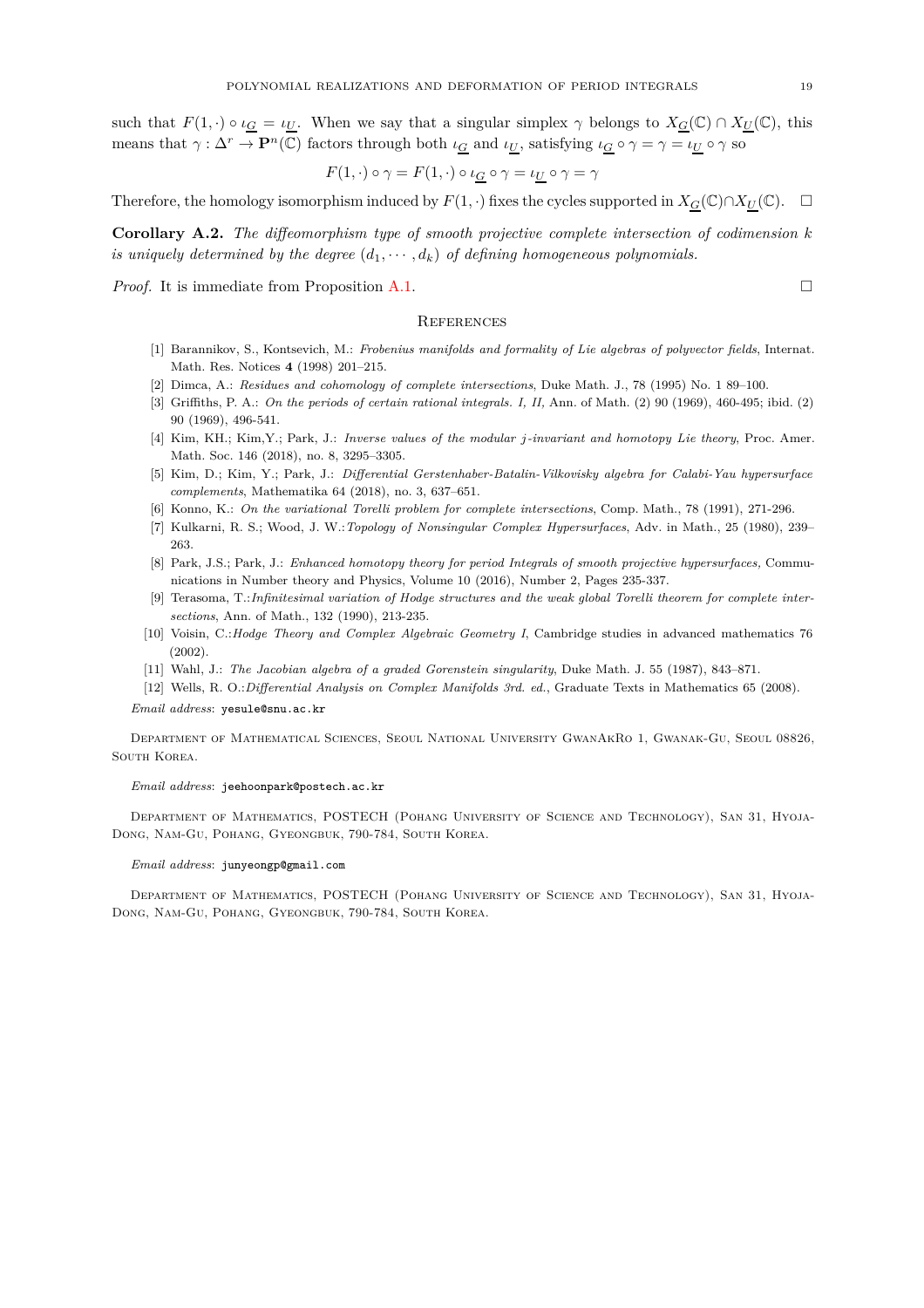such that $F(1, \cdot) \circ \iota_{\underline{G}} = \iota_{\underline{U}}$. When we say that a singular simplex $\gamma$ belongs to $X_{\underline{G}}(\mathbb{C}) \cap X_{\underline{U}}(\mathbb{C})$, this means that $\gamma : \Delta^r \to \mathbf{P}^n(\mathbb{C})$ factors through both $\iota_{\underline{G}}$ and $\iota_{\underline{U}}$, satisfying $\iota_{\underline{G}} \circ \gamma = \gamma = \iota_{\underline{U}} \circ \gamma$ so

$$F(1, \cdot) \circ \gamma = F(1, \cdot) \circ \iota_{\underline{G}} \circ \gamma = \iota_{\underline{U}} \circ \gamma = \gamma$$

Therefore, the homology isomorphism induced by $F(1, \cdot)$ fixes the cycles supported in $X_{\underline{G}}(\mathbb{C}) \cap X_{\underline{U}}(\mathbb{C})$. $\square$

**Corollary A.2.** *The diffeomorphism type of smooth projective complete intersection of codimension $k$ is uniquely determined by the degree $(d_1, \cdots, d_k)$ of defining homogeneous polynomials.*

*Proof.* It is immediate from Proposition A.1. $\square$

## References

[1] Barannikov, S., Kontsevich, M.: *Frobenius manifolds and formality of Lie algebras of polyvector fields*, Internat. Math. Res. Notices **4** (1998) 201–215.

[2] Dimca, A.: *Residues and cohomology of complete intersections*, Duke Math. J., 78 (1995) No. 1 89–100.

[3] Griffiths, P. A.: *On the periods of certain rational integrals. I, II,* Ann. of Math. (2) 90 (1969), 460-495; ibid. (2) 90 (1969), 496-541.

[4] Kim, KH.; Kim,Y.; Park, J.: *Inverse values of the modular j-invariant and homotopy Lie theory*, Proc. Amer. Math. Soc. 146 (2018), no. 8, 3295–3305.

[5] Kim, D.; Kim, Y.; Park, J.: *Differential Gerstenhaber-Batalin-Vilkovisky algebra for Calabi-Yau hypersurface complements*, Mathematika 64 (2018), no. 3, 637–651.

[6] Konno, K.: *On the variational Torelli problem for complete intersections*, Comp. Math., 78 (1991), 271-296.

[7] Kulkarni, R. S.; Wood, J. W.:*Topology of Nonsingular Complex Hypersurfaces*, Adv. in Math., 25 (1980), 239–263.

[8] Park, J.S.; Park, J.: *Enhanced homotopy theory for period Integrals of smooth projective hypersurfaces,* Communications in Number theory and Physics, Volume 10 (2016), Number 2, Pages 235-337.

[9] Terasoma, T.:*Infinitesimal variation of Hodge structures and the weak global Torelli theorem for complete intersections*, Ann. of Math., 132 (1990), 213-235.

[10] Voisin, C.:*Hodge Theory and Complex Algebraic Geometry I*, Cambridge studies in advanced mathematics 76 (2002).

[11] Wahl, J.: *The Jacobian algebra of a graded Gorenstein singularity*, Duke Math. J. 55 (1987), 843–871.

[12] Wells, R. O.:*Differential Analysis on Complex Manifolds 3rd. ed.*, Graduate Texts in Mathematics 65 (2008).

*Email address*: yesule@snu.ac.kr

Department of Mathematical Sciences, Seoul National University GwanAkRo 1, Gwanak-Gu, Seoul 08826, South Korea.

*Email address*: jeehoonpark@postech.ac.kr

Department of Mathematics, POSTECH (Pohang University of Science and Technology), San 31, Hyoja-Dong, Nam-Gu, Pohang, Gyeongbuk, 790-784, South Korea.

*Email address*: junyeongp@gmail.com

Department of Mathematics, POSTECH (Pohang University of Science and Technology), San 31, Hyoja-Dong, Nam-Gu, Pohang, Gyeongbuk, 790-784, South Korea.